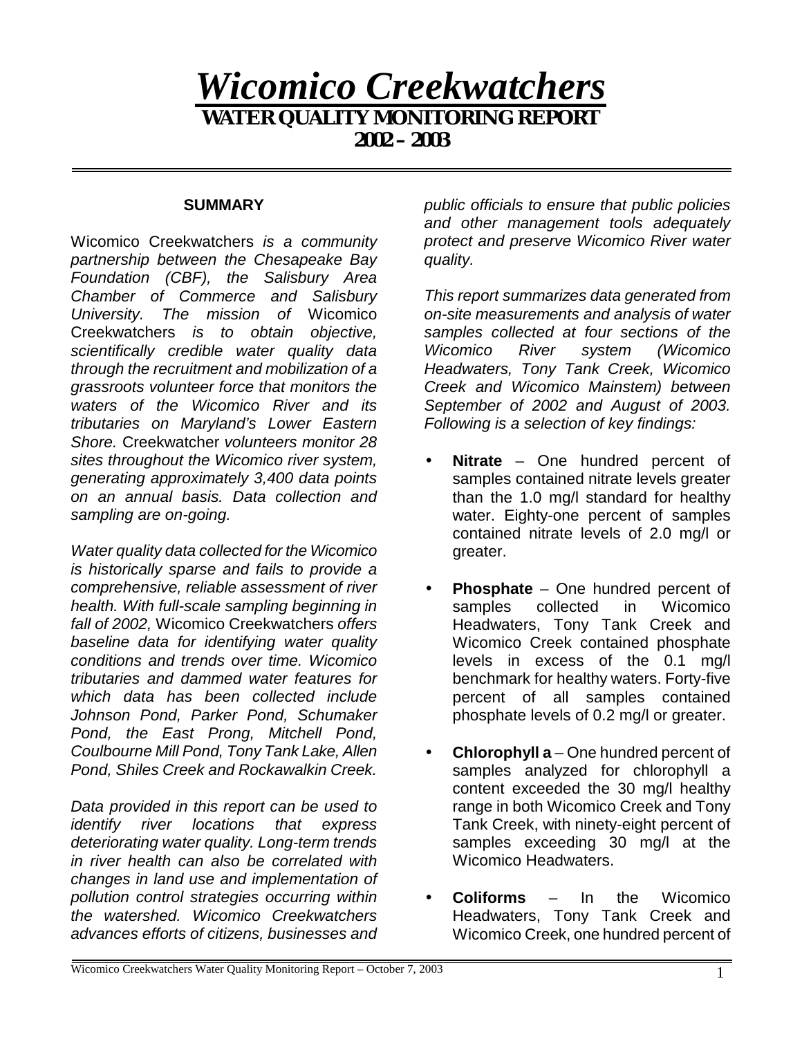# *Wicomico Creekwatchers*

## WATER QUALITY MONITORING REPORT 2002 – 2003

### SUMMARY

Wicomico Creekwatchers *is a community partnership between the Chesapeake Bay Foundation (CBF), the Salisbury Area Chamber of Commerce and Salisbury University. The mission of* Wicomico Creekwatchers *is to obtain objective, scientifically credible water quality data through the recruitment and mobilization of a grassroots volunteer force that monitors the waters of the Wicomico River and its tributaries on Maryland's Lower Eastern Shore.* Creekwatcher *volunteers monitor 28 sites throughout the Wicomico river system, generating approximately 3,400 data points on an annual basis. Data collection and sampling are on-going.*

*Water quality data collected for the Wicomico is historically sparse and fails to provide a comprehensive, reliable assessment of river health. With full-scale sampling beginning in fall of 2002,* Wicomico Creekwatchers *offers baseline data for identifying water quality conditions and trends over time. Wicomico tributaries and dammed water features for which data has been collected include Johnson Pond, Parker Pond, Schumaker Pond, the East Prong, Mitchell Pond, Coulbourne Mill Pond, Tony Tank Lake, Allen Pond, Shiles Creek and Rockawalkin Creek.*

*Data provided in this report can be used to identify river locations that express deteriorating water quality. Long-term trends in river health can also be correlated with changes in land use and implementation of pollution control strategies occurring within the watershed. Wicomico Creekwatchers advances efforts of citizens, businesses and public officials to ensure that public policies and other management tools adequately protect and preserve Wicomico River water quality.*

*This report summarizes data generated from on-site measurements and analysis of water samples collected at four sections of the Wicomico River system (Wicomico Headwaters, Tony Tank Creek, Wicomico Creek and Wicomico Mainstem) between September of 2002 and August of 2003. Following is a selection of key findings:*

- **Nitrate** – One hundred percent of samples contained nitrate levels greater than the 1.0 mg/l standard for healthy water. Eighty-one percent of samples contained nitrate levels of 2.0 mg/l or greater.
- **Phosphate** – One hundred percent of samples collected in Wicomico Headwaters, Tony Tank Creek and Wicomico Creek contained phosphate levels in excess of the 0.1 mg/l benchmark for healthy waters. Forty-five percent of all samples contained phosphate levels of 0.2 mg/l or greater.
- **Chlorophyll a** – One hundred percent of samples analyzed for chlorophyll a content exceeded the 30 mg/l healthy range in both Wicomico Creek and Tony Tank Creek, with ninety-eight percent of samples exceeding 30 mg/l at the Wicomico Headwaters.
- **Coliforms** – In the Wicomico Headwaters, Tony Tank Creek and Wicomico Creek, one hundred percent of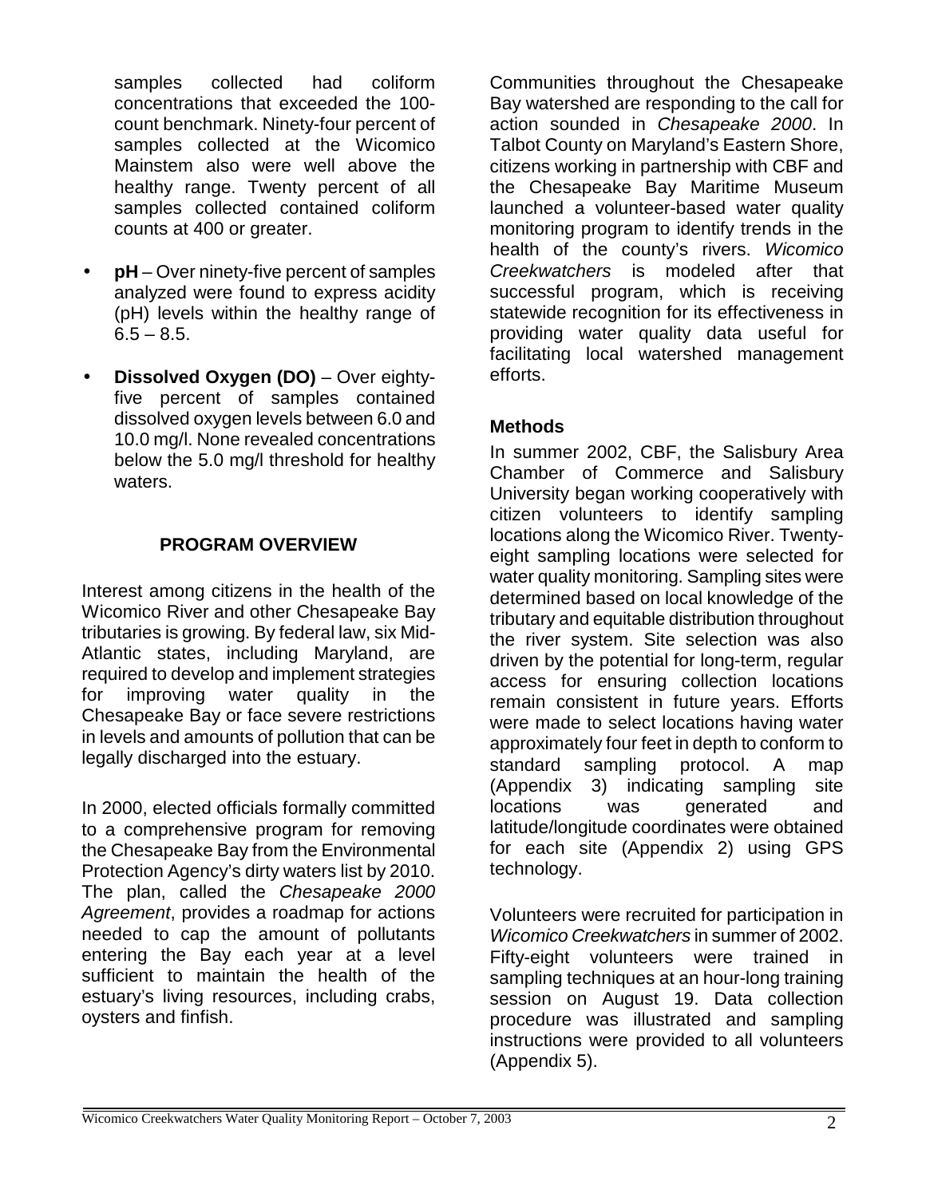samples collected had coliform concentrations that exceeded the 100-count benchmark. Ninety-four percent of samples collected at the Wicomico Mainstem also were well above the healthy range. Twenty percent of all samples collected contained coliform counts at 400 or greater.

- **pH** – Over ninety-five percent of samples analyzed were found to express acidity (pH) levels within the healthy range of 6.5 – 8.5.
- **Dissolved Oxygen (DO)** – Over eighty-five percent of samples contained dissolved oxygen levels between 6.0 and 10.0 mg/l. None revealed concentrations below the 5.0 mg/l threshold for healthy waters.

## PROGRAM OVERVIEW

Interest among citizens in the health of the Wicomico River and other Chesapeake Bay tributaries is growing. By federal law, six Mid-Atlantic states, including Maryland, are required to develop and implement strategies for improving water quality in the Chesapeake Bay or face severe restrictions in levels and amounts of pollution that can be legally discharged into the estuary.

In 2000, elected officials formally committed to a comprehensive program for removing the Chesapeake Bay from the Environmental Protection Agency's dirty waters list by 2010. The plan, called the *Chesapeake 2000 Agreement*, provides a roadmap for actions needed to cap the amount of pollutants entering the Bay each year at a level sufficient to maintain the health of the estuary's living resources, including crabs, oysters and finfish.

Communities throughout the Chesapeake Bay watershed are responding to the call for action sounded in *Chesapeake 2000*. In Talbot County on Maryland's Eastern Shore, citizens working in partnership with CBF and the Chesapeake Bay Maritime Museum launched a volunteer-based water quality monitoring program to identify trends in the health of the county's rivers. *Wicomico Creekwatchers* is modeled after that successful program, which is receiving statewide recognition for its effectiveness in providing water quality data useful for facilitating local watershed management efforts.

### Methods

In summer 2002, CBF, the Salisbury Area Chamber of Commerce and Salisbury University began working cooperatively with citizen volunteers to identify sampling locations along the Wicomico River. Twenty-eight sampling locations were selected for water quality monitoring. Sampling sites were determined based on local knowledge of the tributary and equitable distribution throughout the river system. Site selection was also driven by the potential for long-term, regular access for ensuring collection locations remain consistent in future years. Efforts were made to select locations having water approximately four feet in depth to conform to standard sampling protocol. A map (Appendix 3) indicating sampling site locations was generated and latitude/longitude coordinates were obtained for each site (Appendix 2) using GPS technology.

Volunteers were recruited for participation in *Wicomico Creekwatchers* in summer of 2002. Fifty-eight volunteers were trained in sampling techniques at an hour-long training session on August 19. Data collection procedure was illustrated and sampling instructions were provided to all volunteers (Appendix 5).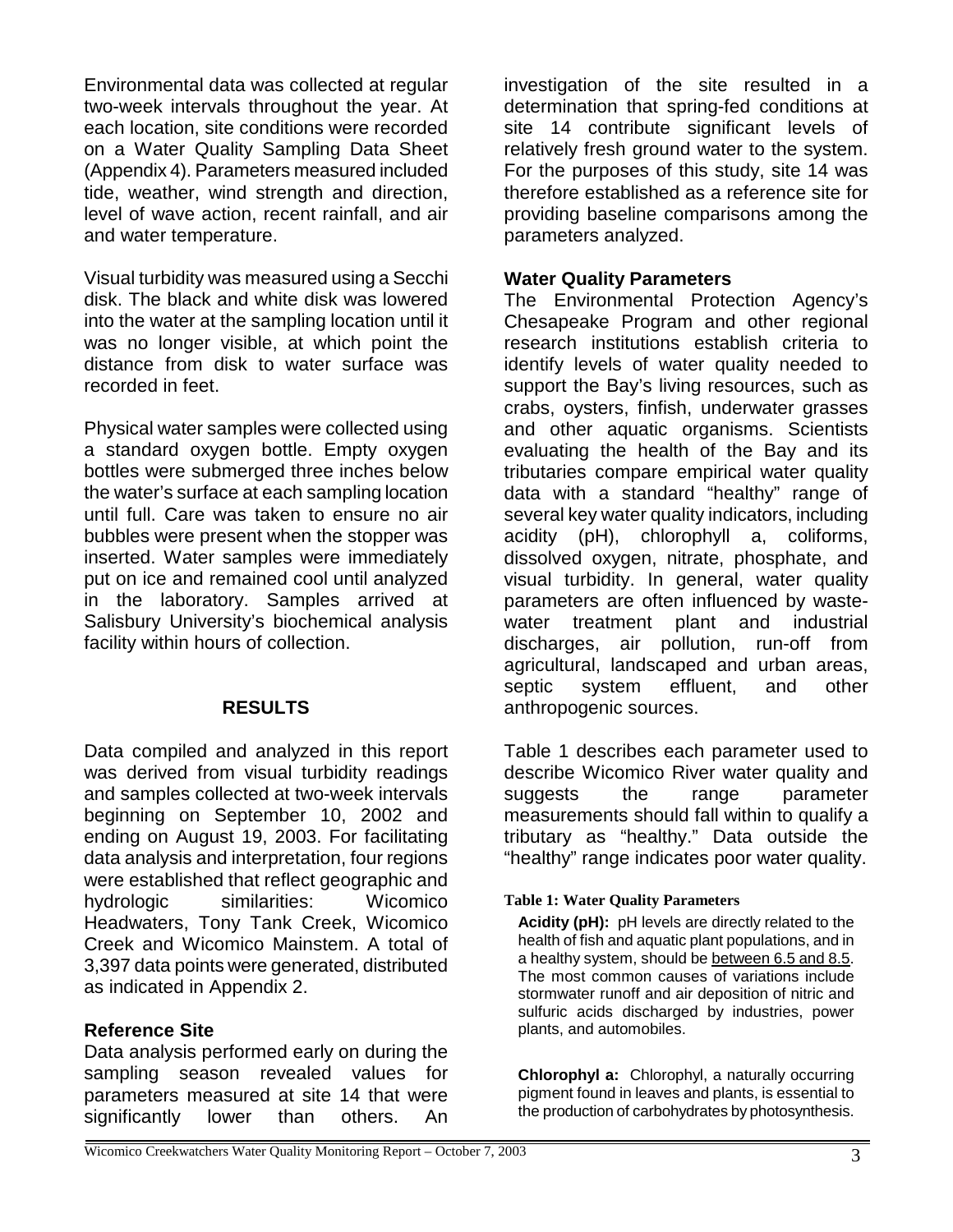Environmental data was collected at regular two-week intervals throughout the year. At each location, site conditions were recorded on a Water Quality Sampling Data Sheet (Appendix 4). Parameters measured included tide, weather, wind strength and direction, level of wave action, recent rainfall, and air and water temperature.

Visual turbidity was measured using a Secchi disk. The black and white disk was lowered into the water at the sampling location until it was no longer visible, at which point the distance from disk to water surface was recorded in feet.

Physical water samples were collected using a standard oxygen bottle. Empty oxygen bottles were submerged three inches below the water's surface at each sampling location until full. Care was taken to ensure no air bubbles were present when the stopper was inserted. Water samples were immediately put on ice and remained cool until analyzed in the laboratory. Samples arrived at Salisbury University's biochemical analysis facility within hours of collection.

## RESULTS

Data compiled and analyzed in this report was derived from visual turbidity readings and samples collected at two-week intervals beginning on September 10, 2002 and ending on August 19, 2003. For facilitating data analysis and interpretation, four regions were established that reflect geographic and hydrologic similarities: Wicomico Headwaters, Tony Tank Creek, Wicomico Creek and Wicomico Mainstem. A total of 3,397 data points were generated, distributed as indicated in Appendix 2.

### Reference Site

Data analysis performed early on during the sampling season revealed values for parameters measured at site 14 that were significantly lower than others. An investigation of the site resulted in a determination that spring-fed conditions at site 14 contribute significant levels of relatively fresh ground water to the system. For the purposes of this study, site 14 was therefore established as a reference site for providing baseline comparisons among the parameters analyzed.

### Water Quality Parameters

The Environmental Protection Agency's Chesapeake Program and other regional research institutions establish criteria to identify levels of water quality needed to support the Bay's living resources, such as crabs, oysters, finfish, underwater grasses and other aquatic organisms. Scientists evaluating the health of the Bay and its tributaries compare empirical water quality data with a standard "healthy" range of several key water quality indicators, including acidity (pH), chlorophyll a, coliforms, dissolved oxygen, nitrate, phosphate, and visual turbidity. In general, water quality parameters are often influenced by waste-water treatment plant and industrial discharges, air pollution, run-off from agricultural, landscaped and urban areas, septic system effluent, and other anthropogenic sources.

Table 1 describes each parameter used to describe Wicomico River water quality and suggests the range parameter measurements should fall within to qualify a tributary as "healthy." Data outside the "healthy" range indicates poor water quality.

**Table 1: Water Quality Parameters**

**Acidity (pH):** pH levels are directly related to the health of fish and aquatic plant populations, and in a healthy system, should be between 6.5 and 8.5. The most common causes of variations include stormwater runoff and air deposition of nitric and sulfuric acids discharged by industries, power plants, and automobiles.

**Chlorophyl a:** Chlorophyl, a naturally occurring pigment found in leaves and plants, is essential to the production of carbohydrates by photosynthesis.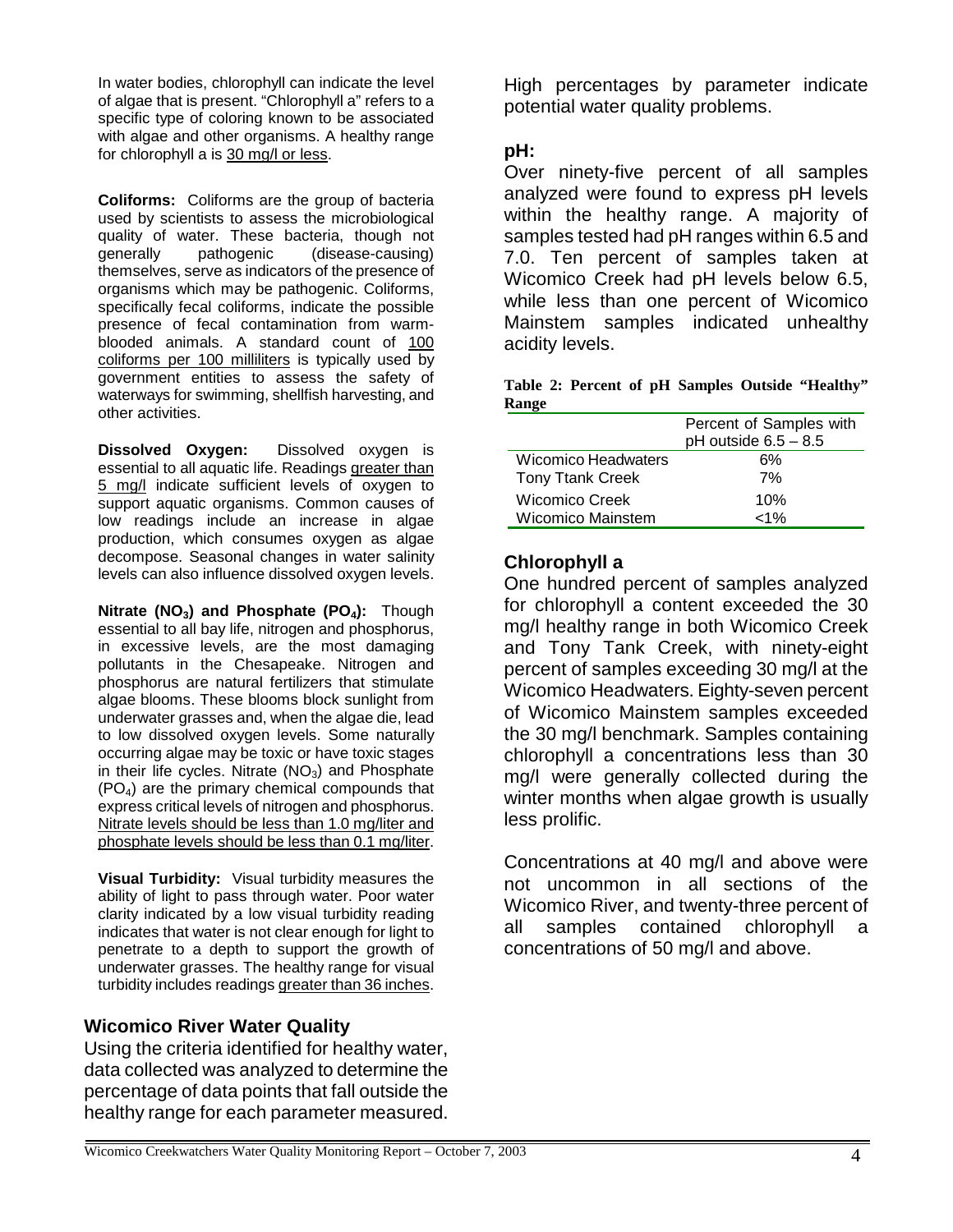In water bodies, chlorophyll can indicate the level of algae that is present. "Chlorophyll a" refers to a specific type of coloring known to be associated with algae and other organisms. A healthy range for chlorophyll a is 30 mg/l or less.

**Coliforms:** Coliforms are the group of bacteria used by scientists to assess the microbiological quality of water. These bacteria, though not generally pathogenic (disease-causing) themselves, serve as indicators of the presence of organisms which may be pathogenic. Coliforms, specifically fecal coliforms, indicate the possible presence of fecal contamination from warm-blooded animals. A standard count of 100 coliforms per 100 milliliters is typically used by government entities to assess the safety of waterways for swimming, shellfish harvesting, and other activities.

**Dissolved Oxygen:** Dissolved oxygen is essential to all aquatic life. Readings greater than 5 mg/l indicate sufficient levels of oxygen to support aquatic organisms. Common causes of low readings include an increase in algae production, which consumes oxygen as algae decompose. Seasonal changes in water salinity levels can also influence dissolved oxygen levels.

**Nitrate ($NO_3$) and Phosphate ($PO_4$):** Though essential to all bay life, nitrogen and phosphorus, in excessive levels, are the most damaging pollutants in the Chesapeake. Nitrogen and phosphorus are natural fertilizers that stimulate algae blooms. These blooms block sunlight from underwater grasses and, when the algae die, lead to low dissolved oxygen levels. Some naturally occurring algae may be toxic or have toxic stages in their life cycles. Nitrate ($NO_3$) and Phosphate ($PO_4$) are the primary chemical compounds that express critical levels of nitrogen and phosphorus. Nitrate levels should be less than 1.0 mg/liter and phosphate levels should be less than 0.1 mg/liter.

**Visual Turbidity:** Visual turbidity measures the ability of light to pass through water. Poor water clarity indicated by a low visual turbidity reading indicates that water is not clear enough for light to penetrate to a depth to support the growth of underwater grasses. The healthy range for visual turbidity includes readings greater than 36 inches.

## Wicomico River Water Quality

Using the criteria identified for healthy water, data collected was analyzed to determine the percentage of data points that fall outside the healthy range for each parameter measured. High percentages by parameter indicate potential water quality problems.

### pH:

Over ninety-five percent of all samples analyzed were found to express pH levels within the healthy range. A majority of samples tested had pH ranges within 6.5 and 7.0. Ten percent of samples taken at Wicomico Creek had pH levels below 6.5, while less than one percent of Wicomico Mainstem samples indicated unhealthy acidity levels.

**Table 2: Percent of pH Samples Outside "Healthy" Range**

| | Percent of Samples with pH outside 6.5 – 8.5 |
|---|---|
| Wicomico Headwaters | 6% |
| Tony Ttank Creek | 7% |
| Wicomico Creek | 10% |
| Wicomico Mainstem | <1% |

### Chlorophyll a

One hundred percent of samples analyzed for chlorophyll a content exceeded the 30 mg/l healthy range in both Wicomico Creek and Tony Tank Creek, with ninety-eight percent of samples exceeding 30 mg/l at the Wicomico Headwaters. Eighty-seven percent of Wicomico Mainstem samples exceeded the 30 mg/l benchmark. Samples containing chlorophyll a concentrations less than 30 mg/l were generally collected during the winter months when algae growth is usually less prolific.

Concentrations at 40 mg/l and above were not uncommon in all sections of the Wicomico River, and twenty-three percent of all samples contained chlorophyll a concentrations of 50 mg/l and above.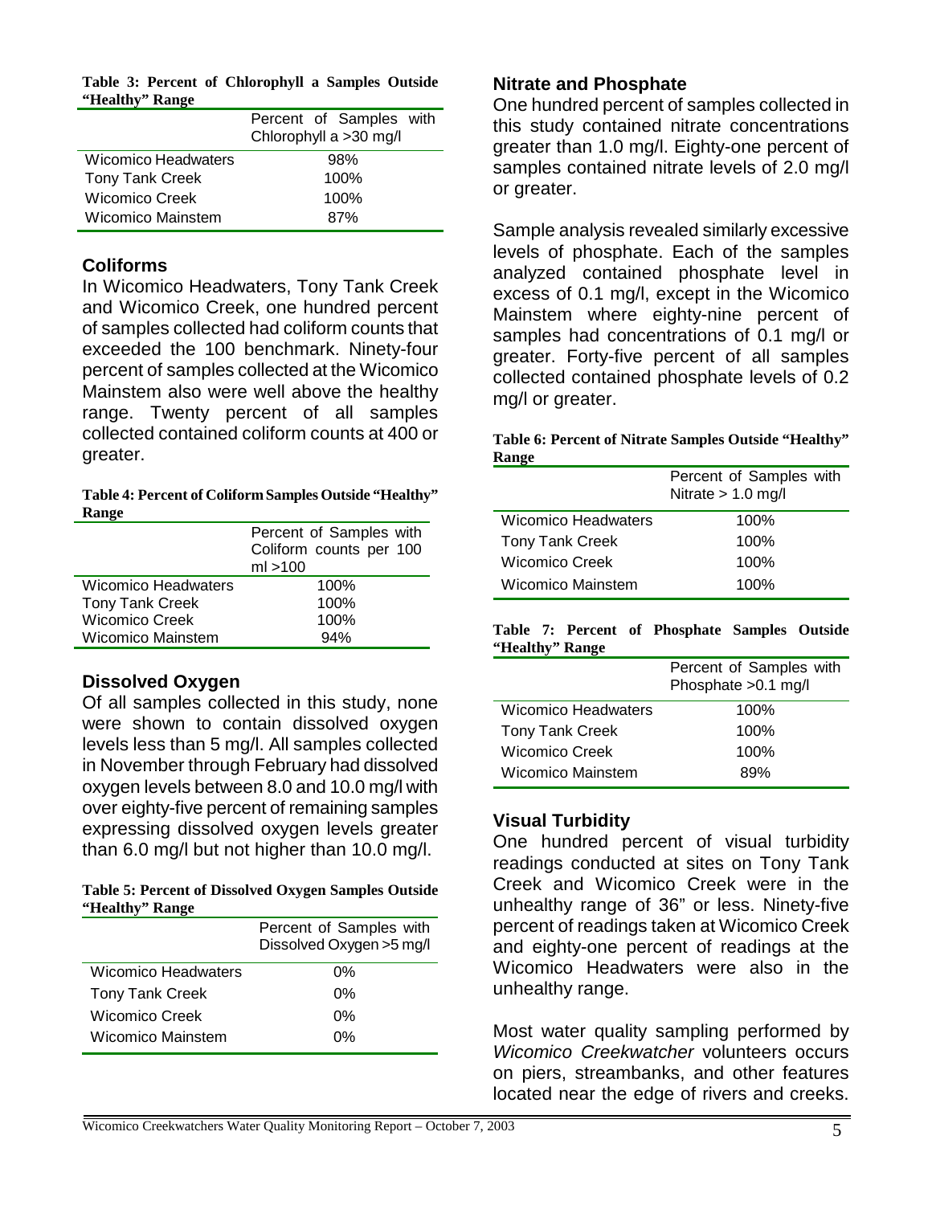**Table 3: Percent of Chlorophyll a Samples Outside "Healthy" Range**

| | Percent of Samples with Chlorophyll a >30 mg/l |
|---|---|
| Wicomico Headwaters | 98% |
| Tony Tank Creek | 100% |
| Wicomico Creek | 100% |
| Wicomico Mainstem | 87% |

## Coliforms

In Wicomico Headwaters, Tony Tank Creek and Wicomico Creek, one hundred percent of samples collected had coliform counts that exceeded the 100 benchmark. Ninety-four percent of samples collected at the Wicomico Mainstem also were well above the healthy range. Twenty percent of all samples collected contained coliform counts at 400 or greater.

**Table 4: Percent of Coliform Samples Outside "Healthy" Range**

| | Percent of Samples with Coliform counts per 100 ml >100 |
|---|---|
| Wicomico Headwaters | 100% |
| Tony Tank Creek | 100% |
| Wicomico Creek | 100% |
| Wicomico Mainstem | 94% |

## Dissolved Oxygen

Of all samples collected in this study, none were shown to contain dissolved oxygen levels less than 5 mg/l. All samples collected in November through February had dissolved oxygen levels between 8.0 and 10.0 mg/l with over eighty-five percent of remaining samples expressing dissolved oxygen levels greater than 6.0 mg/l but not higher than 10.0 mg/l.

**Table 5: Percent of Dissolved Oxygen Samples Outside "Healthy" Range**

| | Percent of Samples with Dissolved Oxygen >5 mg/l |
|---|---|
| Wicomico Headwaters | 0% |
| Tony Tank Creek | 0% |
| Wicomico Creek | 0% |
| Wicomico Mainstem | 0% |

## Nitrate and Phosphate

One hundred percent of samples collected in this study contained nitrate concentrations greater than 1.0 mg/l. Eighty-one percent of samples contained nitrate levels of 2.0 mg/l or greater.

Sample analysis revealed similarly excessive levels of phosphate. Each of the samples analyzed contained phosphate level in excess of 0.1 mg/l, except in the Wicomico Mainstem where eighty-nine percent of samples had concentrations of 0.1 mg/l or greater. Forty-five percent of all samples collected contained phosphate levels of 0.2 mg/l or greater.

**Table 6: Percent of Nitrate Samples Outside "Healthy" Range**

| | Percent of Samples with Nitrate > 1.0 mg/l |
|---|---|
| Wicomico Headwaters | 100% |
| Tony Tank Creek | 100% |
| Wicomico Creek | 100% |
| Wicomico Mainstem | 100% |

**Table 7: Percent of Phosphate Samples Outside "Healthy" Range**

| | Percent of Samples with Phosphate >0.1 mg/l |
|---|---|
| Wicomico Headwaters | 100% |
| Tony Tank Creek | 100% |
| Wicomico Creek | 100% |
| Wicomico Mainstem | 89% |

## Visual Turbidity

One hundred percent of visual turbidity readings conducted at sites on Tony Tank Creek and Wicomico Creek were in the unhealthy range of 36" or less. Ninety-five percent of readings taken at Wicomico Creek and eighty-one percent of readings at the Wicomico Headwaters were also in the unhealthy range.

Most water quality sampling performed by *Wicomico Creekwatcher* volunteers occurs on piers, streambanks, and other features located near the edge of rivers and creeks.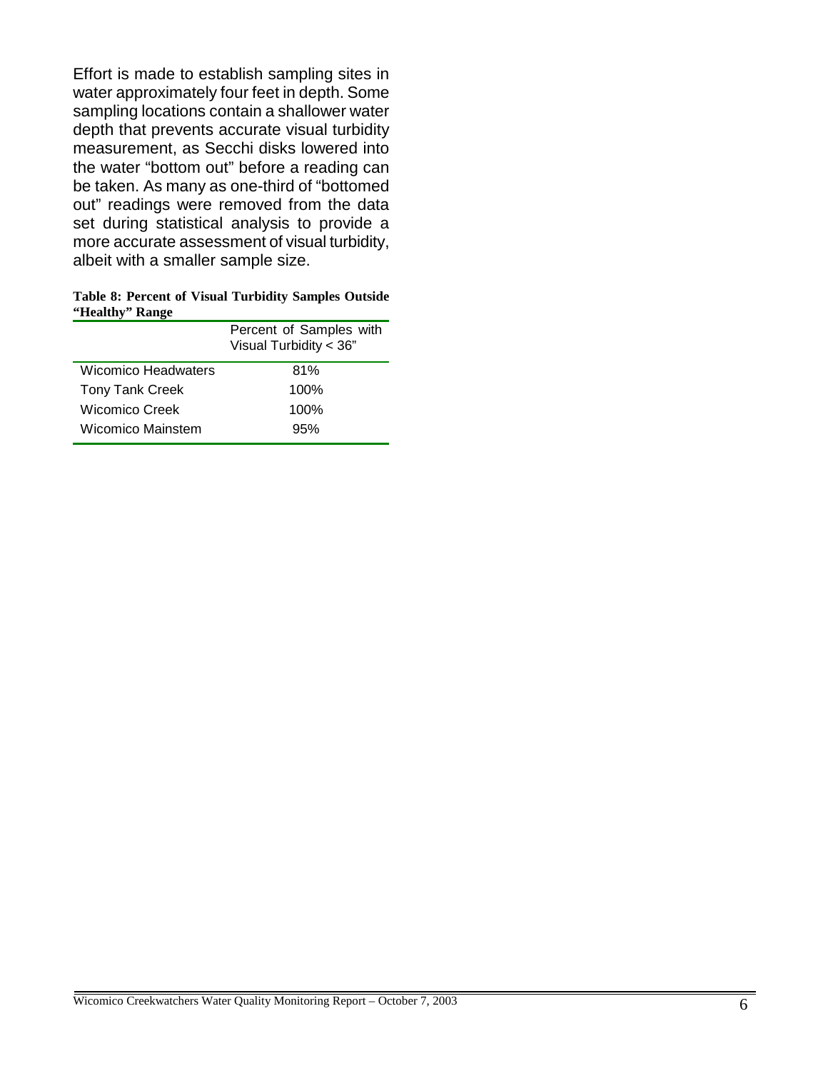Effort is made to establish sampling sites in water approximately four feet in depth. Some sampling locations contain a shallower water depth that prevents accurate visual turbidity measurement, as Secchi disks lowered into the water "bottom out" before a reading can be taken. As many as one-third of "bottomed out" readings were removed from the data set during statistical analysis to provide a more accurate assessment of visual turbidity, albeit with a smaller sample size.

**Table 8: Percent of Visual Turbidity Samples Outside "Healthy" Range**

| | Percent of Samples with Visual Turbidity < 36" |
|---|---|
| Wicomico Headwaters | 81% |
| Tony Tank Creek | 100% |
| Wicomico Creek | 100% |
| Wicomico Mainstem | 95% |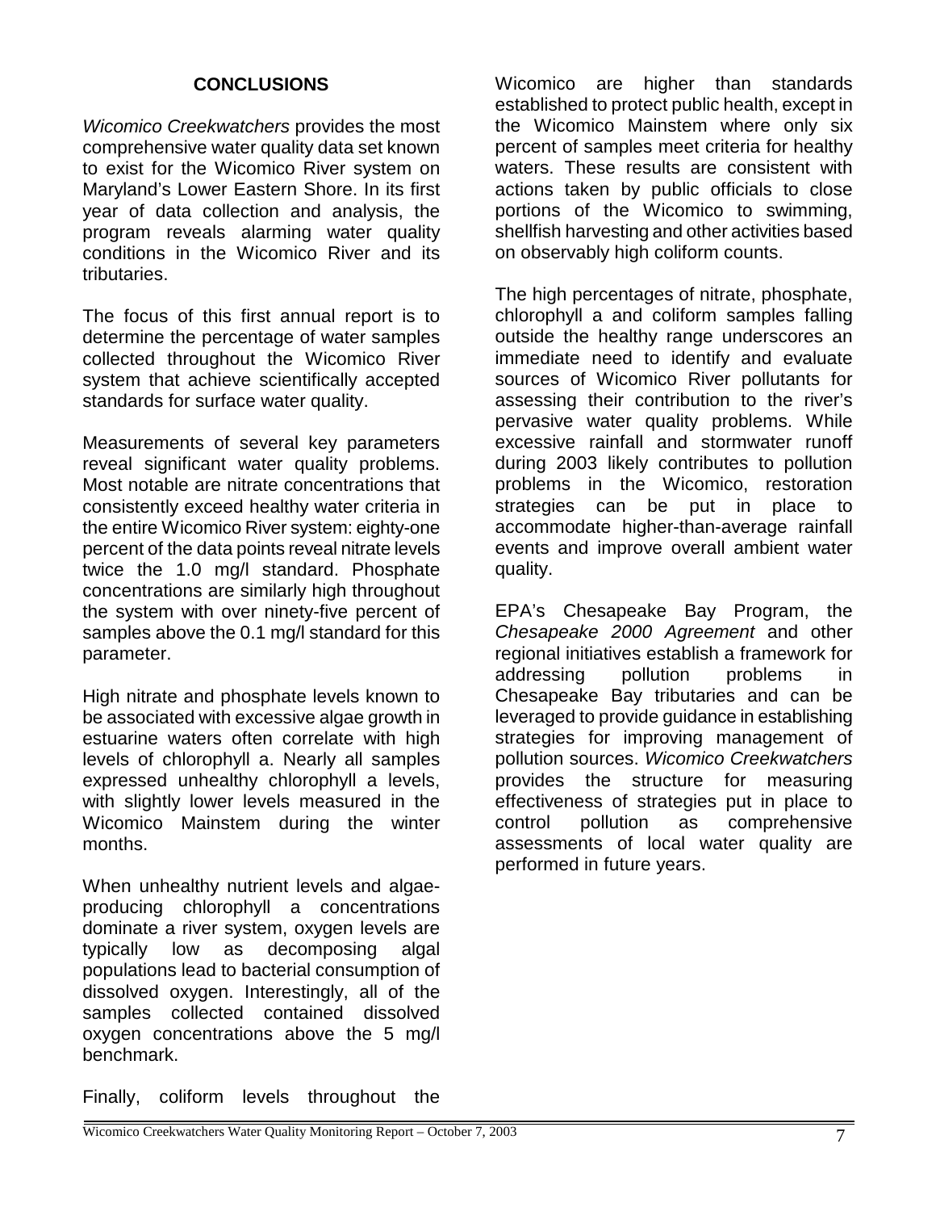## CONCLUSIONS

*Wicomico Creekwatchers* provides the most comprehensive water quality data set known to exist for the Wicomico River system on Maryland's Lower Eastern Shore. In its first year of data collection and analysis, the program reveals alarming water quality conditions in the Wicomico River and its tributaries.

The focus of this first annual report is to determine the percentage of water samples collected throughout the Wicomico River system that achieve scientifically accepted standards for surface water quality.

Measurements of several key parameters reveal significant water quality problems. Most notable are nitrate concentrations that consistently exceed healthy water criteria in the entire Wicomico River system: eighty-one percent of the data points reveal nitrate levels twice the 1.0 mg/l standard. Phosphate concentrations are similarly high throughout the system with over ninety-five percent of samples above the 0.1 mg/l standard for this parameter.

High nitrate and phosphate levels known to be associated with excessive algae growth in estuarine waters often correlate with high levels of chlorophyll a. Nearly all samples expressed unhealthy chlorophyll a levels, with slightly lower levels measured in the Wicomico Mainstem during the winter months.

When unhealthy nutrient levels and algae-producing chlorophyll a concentrations dominate a river system, oxygen levels are typically low as decomposing algal populations lead to bacterial consumption of dissolved oxygen. Interestingly, all of the samples collected contained dissolved oxygen concentrations above the 5 mg/l benchmark.

Finally, coliform levels throughout the Wicomico are higher than standards established to protect public health, except in the Wicomico Mainstem where only six percent of samples meet criteria for healthy waters. These results are consistent with actions taken by public officials to close portions of the Wicomico to swimming, shellfish harvesting and other activities based on observably high coliform counts.

The high percentages of nitrate, phosphate, chlorophyll a and coliform samples falling outside the healthy range underscores an immediate need to identify and evaluate sources of Wicomico River pollutants for assessing their contribution to the river's pervasive water quality problems. While excessive rainfall and stormwater runoff during 2003 likely contributes to pollution problems in the Wicomico, restoration strategies can be put in place to accommodate higher-than-average rainfall events and improve overall ambient water quality.

EPA's Chesapeake Bay Program, the *Chesapeake 2000 Agreement* and other regional initiatives establish a framework for addressing pollution problems in Chesapeake Bay tributaries and can be leveraged to provide guidance in establishing strategies for improving management of pollution sources. *Wicomico Creekwatchers* provides the structure for measuring effectiveness of strategies put in place to control pollution as comprehensive assessments of local water quality are performed in future years.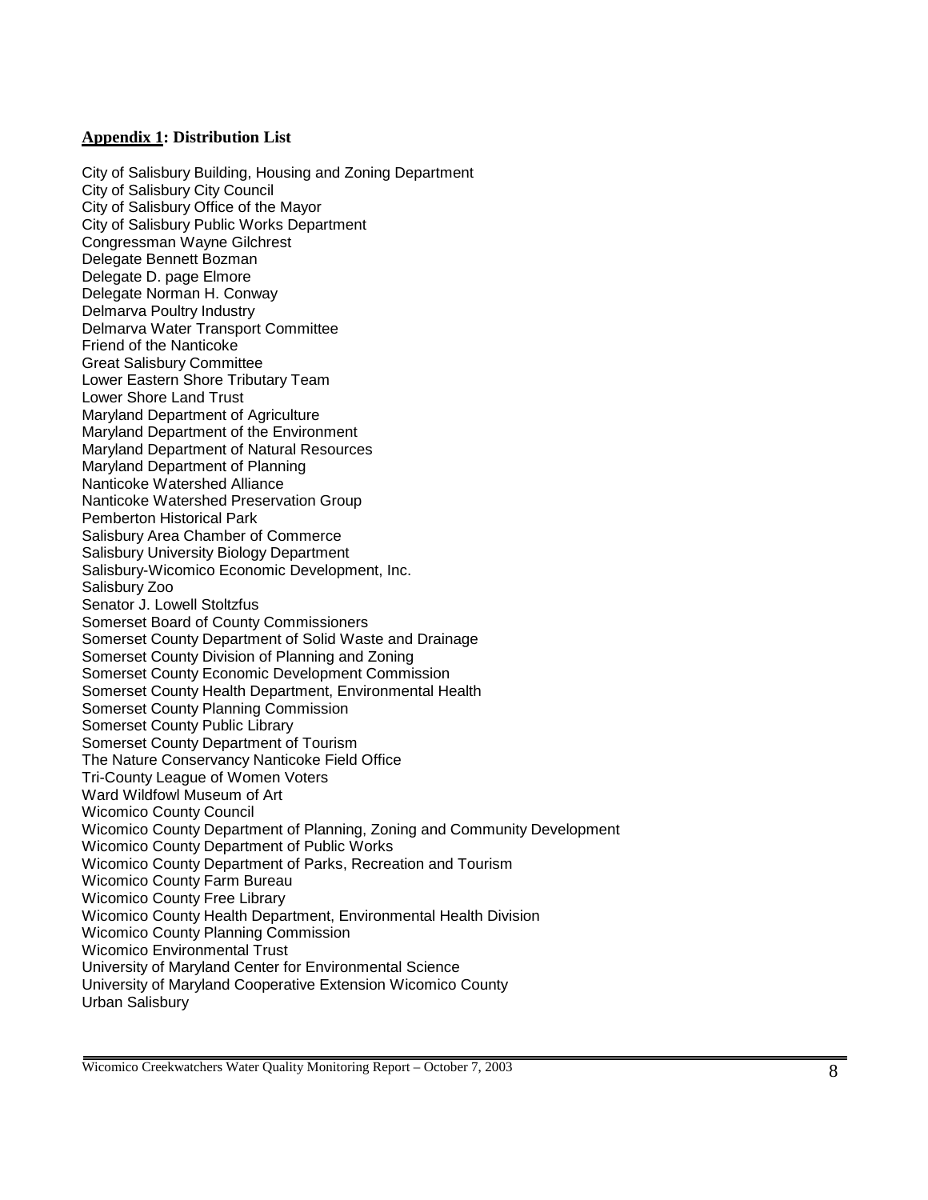**Appendix 1: Distribution List**

City of Salisbury Building, Housing and Zoning Department
City of Salisbury City Council
City of Salisbury Office of the Mayor
City of Salisbury Public Works Department
Congressman Wayne Gilchrest
Delegate Bennett Bozman
Delegate D. page Elmore
Delegate Norman H. Conway
Delmarva Poultry Industry
Delmarva Water Transport Committee
Friend of the Nanticoke
Great Salisbury Committee
Lower Eastern Shore Tributary Team
Lower Shore Land Trust
Maryland Department of Agriculture
Maryland Department of the Environment
Maryland Department of Natural Resources
Maryland Department of Planning
Nanticoke Watershed Alliance
Nanticoke Watershed Preservation Group
Pemberton Historical Park
Salisbury Area Chamber of Commerce
Salisbury University Biology Department
Salisbury-Wicomico Economic Development, Inc.
Salisbury Zoo
Senator J. Lowell Stoltzfus
Somerset Board of County Commissioners
Somerset County Department of Solid Waste and Drainage
Somerset County Division of Planning and Zoning
Somerset County Economic Development Commission
Somerset County Health Department, Environmental Health
Somerset County Planning Commission
Somerset County Public Library
Somerset County Department of Tourism
The Nature Conservancy Nanticoke Field Office
Tri-County League of Women Voters
Ward Wildfowl Museum of Art
Wicomico County Council
Wicomico County Department of Planning, Zoning and Community Development
Wicomico County Department of Public Works
Wicomico County Department of Parks, Recreation and Tourism
Wicomico County Farm Bureau
Wicomico County Free Library
Wicomico County Health Department, Environmental Health Division
Wicomico County Planning Commission
Wicomico Environmental Trust
University of Maryland Center for Environmental Science
University of Maryland Cooperative Extension Wicomico County
Urban Salisbury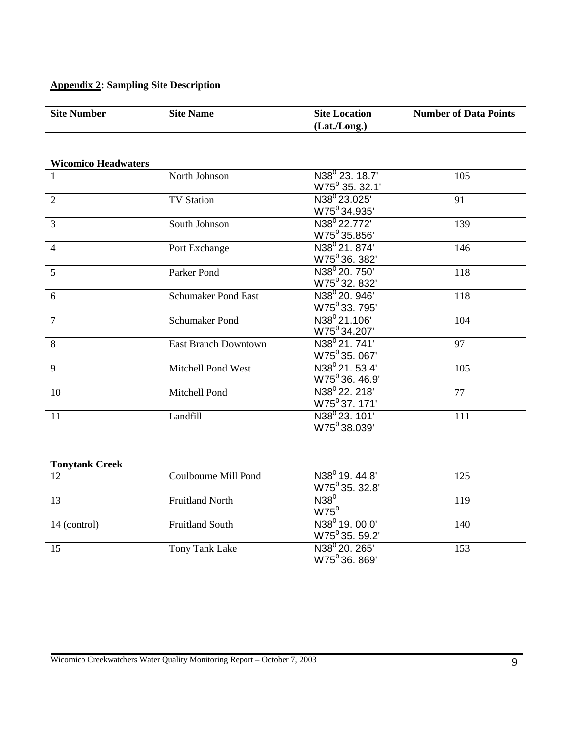**Appendix 2: Sampling Site Description**

| Site Number | Site Name | Site Location (Lat./Long.) | Number of Data Points |
|---|---|---|---|
| **Wicomico Headwaters** | | | |
| 1 | North Johnson | N38$^0$ 23. 18.7' W75$^0$ 35. 32.1' | 105 |
| 2 | TV Station | N38$^0$ 23.025' W75$^0$ 34.935' | 91 |
| 3 | South Johnson | N38$^0$ 22.772' W75$^0$ 35.856' | 139 |
| 4 | Port Exchange | N38$^0$ 21. 874' W75$^0$ 36. 382' | 146 |
| 5 | Parker Pond | N38$^0$ 20. 750' W75$^0$ 32. 832' | 118 |
| 6 | Schumaker Pond East | N38$^0$ 20. 946' W75$^0$ 33. 795' | 118 |
| 7 | Schumaker Pond | N38$^0$ 21.106' W75$^0$ 34.207' | 104 |
| 8 | East Branch Downtown | N38$^0$ 21. 741' W75$^0$ 35. 067' | 97 |
| 9 | Mitchell Pond West | N38$^0$ 21. 53.4' W75$^0$ 36. 46.9' | 105 |
| 10 | Mitchell Pond | N38$^0$ 22. 218' W75$^0$ 37. 171' | 77 |
| 11 | Landfill | N38$^0$ 23. 101' W75$^0$ 38.039' | 111 |
| **Tonytank Creek** | | | |
| 12 | Coulbourne Mill Pond | N38$^0$ 19. 44.8' W75$^0$ 35. 32.8' | 125 |
| 13 | Fruitland North | N38$^0$ W75$^0$ | 119 |
| 14 (control) | Fruitland South | N38$^0$ 19. 00.0' W75$^0$ 35. 59.2' | 140 |
| 15 | Tony Tank Lake | N38$^0$ 20. 265' W75$^0$ 36. 869' | 153 |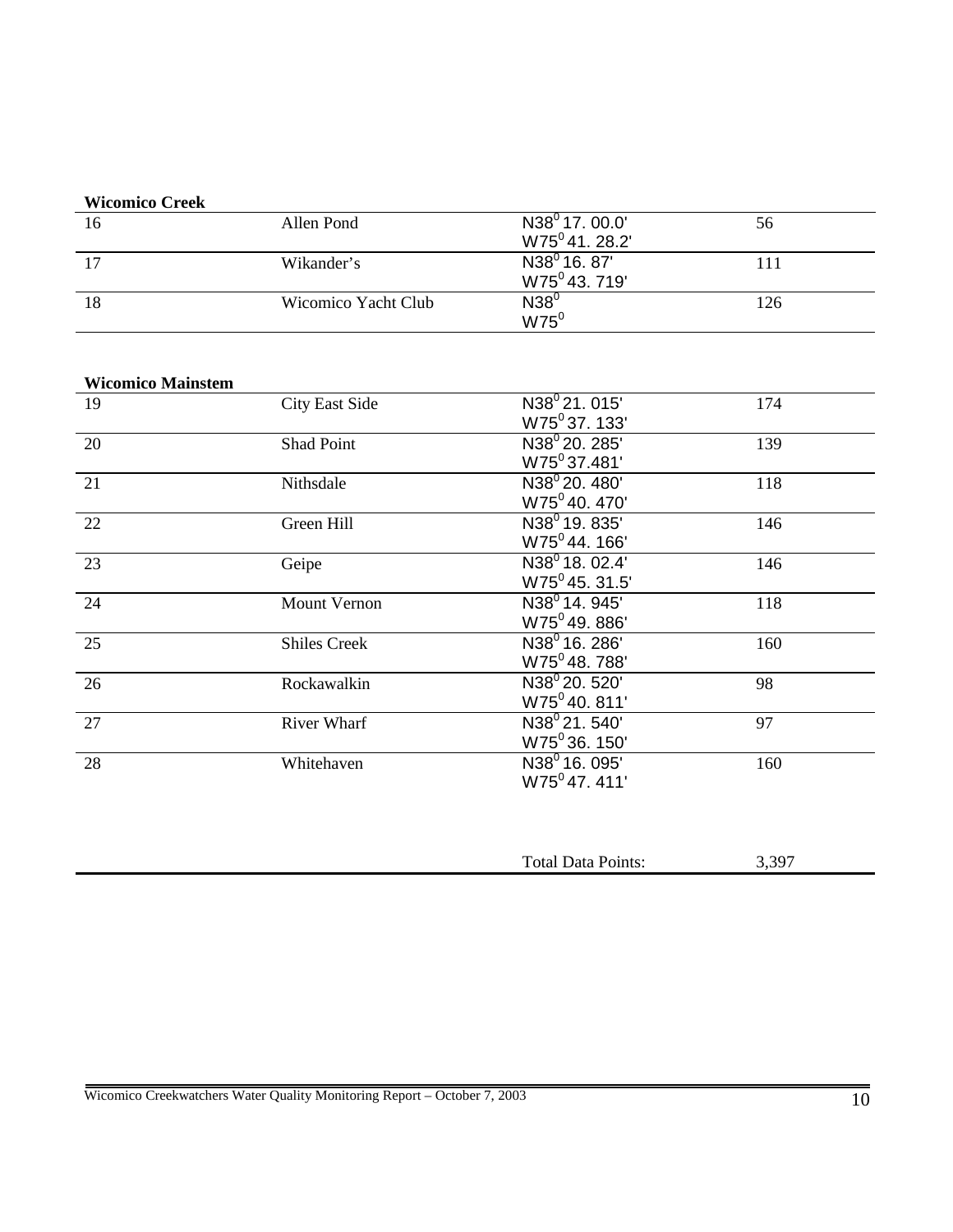**Wicomico Creek**

| | | | |
|---|---|---|---|
| 16 | Allen Pond | N38$^0$ 17. 00.0' W75$^0$ 41. 28.2' | 56 |
| 17 | Wikander's | N38$^0$ 16. 87' W75$^0$ 43. 719' | 111 |
| 18 | Wicomico Yacht Club | N38$^0$ W75$^0$ | 126 |

**Wicomico Mainstem**

| | | | |
|---|---|---|---|
| 19 | City East Side | N38$^0$ 21. 015' W75$^0$ 37. 133' | 174 |
| 20 | Shad Point | N38$^0$ 20. 285' W75$^0$ 37.481' | 139 |
| 21 | Nithsdale | N38$^0$ 20. 480' W75$^0$ 40. 470' | 118 |
| 22 | Green Hill | N38$^0$ 19. 835' W75$^0$ 44. 166' | 146 |
| 23 | Geipe | N38$^0$ 18. 02.4' W75$^0$ 45. 31.5' | 146 |
| 24 | Mount Vernon | N38$^0$ 14. 945' W75$^0$ 49. 886' | 118 |
| 25 | Shiles Creek | N38$^0$ 16. 286' W75$^0$ 48. 788' | 160 |
| 26 | Rockawalkin | N38$^0$ 20. 520' W75$^0$ 40. 811' | 98 |
| 27 | River Wharf | N38$^0$ 21. 540' W75$^0$ 36. 150' | 97 |
| 28 | Whitehaven | N38$^0$ 16. 095' W75$^0$ 47. 411' | 160 |
| | | Total Data Points: | 3,397 |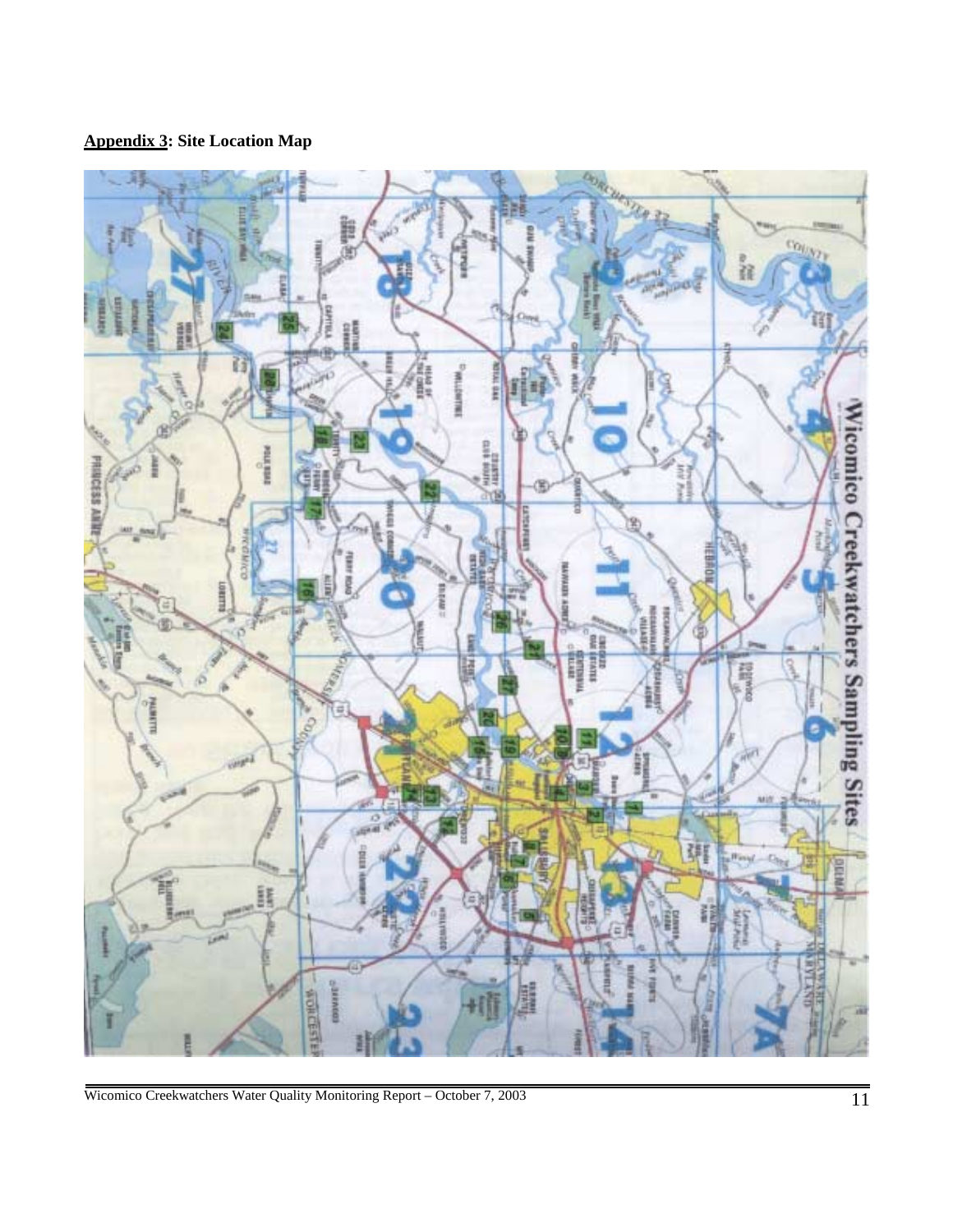**Appendix 3: Site Location Map**

Wicomico Creekwatchers Sampling Sites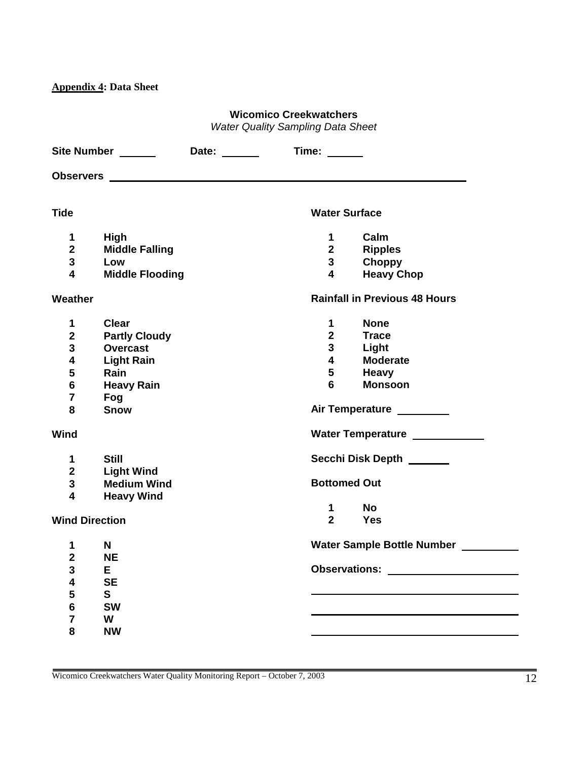**Appendix 4: Data Sheet**

**Wicomico Creekwatchers**

*Water Quality Sampling Data Sheet*

**Site Number** \_\_\_\_\_\_ **Date:** \_\_\_\_\_\_ **Time:** \_\_\_\_\_\_

**Observers** \_\_\_\_\_\_\_\_\_\_\_\_\_\_\_\_\_\_\_\_\_\_\_\_\_\_\_\_\_\_\_\_\_\_\_\_\_\_\_\_\_\_\_\_\_\_

**Tide**

1. **High**
2. **Middle Falling**
3. **Low**
4. **Middle Flooding**

**Weather**

1. **Clear**
2. **Partly Cloudy**
3. **Overcast**
4. **Light Rain**
5. **Rain**
6. **Heavy Rain**
7. **Fog**
8. **Snow**

**Wind**

1. **Still**
2. **Light Wind**
3. **Medium Wind**
4. **Heavy Wind**

**Wind Direction**

1. **N**
2. **NE**
3. **E**
4. **SE**
5. **S**
6. **SW**
7. **W**
8. **NW**

**Water Surface**

1. **Calm**
2. **Ripples**
3. **Choppy**
4. **Heavy Chop**

**Rainfall in Previous 48 Hours**

1. **None**
2. **Trace**
3. **Light**
4. **Moderate**
5. **Heavy**
6. **Monsoon**

**Air Temperature** \_\_\_\_\_\_\_\_\_

**Water Temperature** \_\_\_\_\_\_\_\_\_\_\_\_

**Secchi Disk Depth** \_\_\_\_\_\_\_

**Bottomed Out**

1. **No**
2. **Yes**

**Water Sample Bottle Number** \_\_\_\_\_\_\_\_\_\_

**Observations:** \_\_\_\_\_\_\_\_\_\_\_\_\_\_\_\_\_\_\_\_\_\_

\_\_\_\_\_\_\_\_\_\_\_\_\_\_\_\_\_\_\_\_\_\_\_\_\_\_\_\_\_\_\_\_\_\_\_\_\_\_\_\_

\_\_\_\_\_\_\_\_\_\_\_\_\_\_\_\_\_\_\_\_\_\_\_\_\_\_\_\_\_\_\_\_\_\_\_\_\_\_\_\_

\_\_\_\_\_\_\_\_\_\_\_\_\_\_\_\_\_\_\_\_\_\_\_\_\_\_\_\_\_\_\_\_\_\_\_\_\_\_\_\_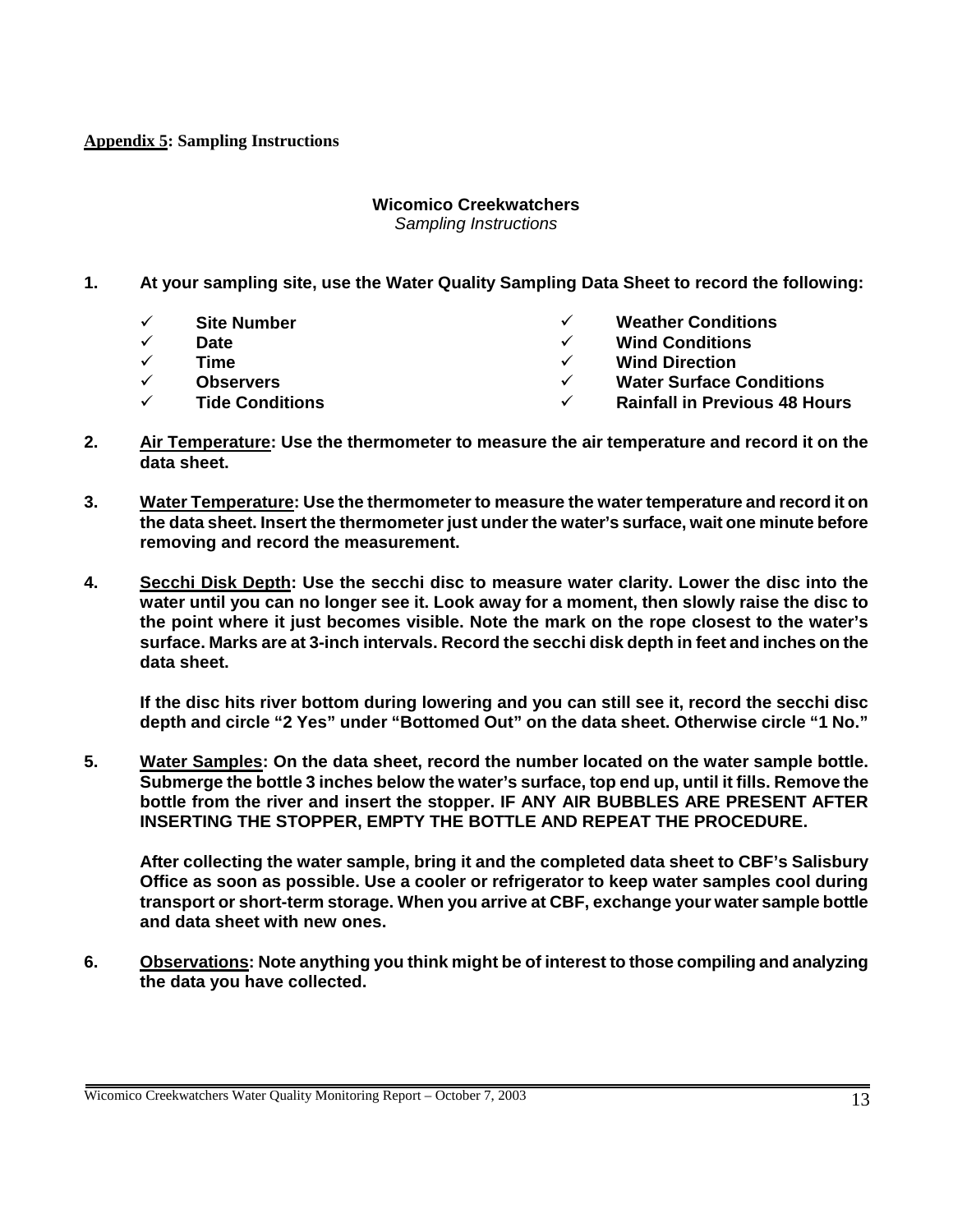**Appendix 5: Sampling Instructions**

**Wicomico Creekwatchers**
*Sampling Instructions*

**1. At your sampling site, use the Water Quality Sampling Data Sheet to record the following:**

- ✓ **Site Number**
- ✓ **Date**
- ✓ **Time**
- ✓ **Observers**
- ✓ **Tide Conditions**
- ✓ **Weather Conditions**
- ✓ **Wind Conditions**
- ✓ **Wind Direction**
- ✓ **Water Surface Conditions**
- ✓ **Rainfall in Previous 48 Hours**

**2. Air Temperature: Use the thermometer to measure the air temperature and record it on the data sheet.**

**3. Water Temperature: Use the thermometer to measure the water temperature and record it on the data sheet. Insert the thermometer just under the water's surface, wait one minute before removing and record the measurement.**

**4. Secchi Disk Depth: Use the secchi disc to measure water clarity. Lower the disc into the water until you can no longer see it. Look away for a moment, then slowly raise the disc to the point where it just becomes visible. Note the mark on the rope closest to the water's surface. Marks are at 3-inch intervals. Record the secchi disk depth in feet and inches on the data sheet.**

**If the disc hits river bottom during lowering and you can still see it, record the secchi disc depth and circle "2 Yes" under "Bottomed Out" on the data sheet. Otherwise circle "1 No."**

**5. Water Samples: On the data sheet, record the number located on the water sample bottle. Submerge the bottle 3 inches below the water's surface, top end up, until it fills. Remove the bottle from the river and insert the stopper. IF ANY AIR BUBBLES ARE PRESENT AFTER INSERTING THE STOPPER, EMPTY THE BOTTLE AND REPEAT THE PROCEDURE.**

**After collecting the water sample, bring it and the completed data sheet to CBF's Salisbury Office as soon as possible. Use a cooler or refrigerator to keep water samples cool during transport or short-term storage. When you arrive at CBF, exchange your water sample bottle and data sheet with new ones.**

**6. Observations: Note anything you think might be of interest to those compiling and analyzing the data you have collected.**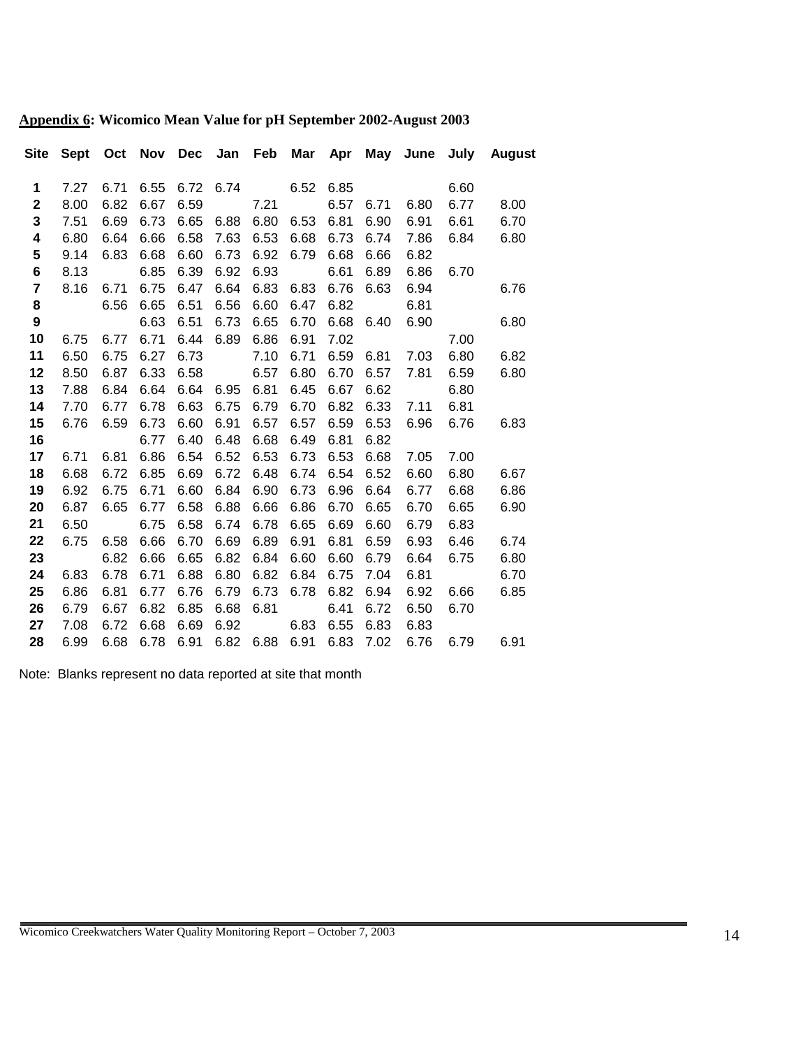**Appendix 6: Wicomico Mean Value for pH September 2002-August 2003**

| Site | Sept | Oct | Nov | Dec | Jan | Feb | Mar | Apr | May | June | July | August |
|---|---|---|---|---|---|---|---|---|---|---|---|---|
| 1 | 7.27 | 6.71 | 6.55 | 6.72 | 6.74 | | 6.52 | 6.85 | | | 6.60 | |
| 2 | 8.00 | 6.82 | 6.67 | 6.59 | | 7.21 | | 6.57 | 6.71 | 6.80 | 6.77 | 8.00 |
| 3 | 7.51 | 6.69 | 6.73 | 6.65 | 6.88 | 6.80 | 6.53 | 6.81 | 6.90 | 6.91 | 6.61 | 6.70 |
| 4 | 6.80 | 6.64 | 6.66 | 6.58 | 7.63 | 6.53 | 6.68 | 6.73 | 6.74 | 7.86 | 6.84 | 6.80 |
| 5 | 9.14 | 6.83 | 6.68 | 6.60 | 6.73 | 6.92 | 6.79 | 6.68 | 6.66 | 6.82 | | |
| 6 | 8.13 | | 6.85 | 6.39 | 6.92 | 6.93 | | 6.61 | 6.89 | 6.86 | 6.70 | |
| 7 | 8.16 | 6.71 | 6.75 | 6.47 | 6.64 | 6.83 | 6.83 | 6.76 | 6.63 | 6.94 | | 6.76 |
| 8 | | 6.56 | 6.65 | 6.51 | 6.56 | 6.60 | 6.47 | 6.82 | | 6.81 | | |
| 9 | | | 6.63 | 6.51 | 6.73 | 6.65 | 6.70 | 6.68 | 6.40 | 6.90 | | 6.80 |
| 10 | 6.75 | 6.77 | 6.71 | 6.44 | 6.89 | 6.86 | 6.91 | 7.02 | | | 7.00 | |
| 11 | 6.50 | 6.75 | 6.27 | 6.73 | | 7.10 | 6.71 | 6.59 | 6.81 | 7.03 | 6.80 | 6.82 |
| 12 | 8.50 | 6.87 | 6.33 | 6.58 | | 6.57 | 6.80 | 6.70 | 6.57 | 7.81 | 6.59 | 6.80 |
| 13 | 7.88 | 6.84 | 6.64 | 6.64 | 6.95 | 6.81 | 6.45 | 6.67 | 6.62 | | 6.80 | |
| 14 | 7.70 | 6.77 | 6.78 | 6.63 | 6.75 | 6.79 | 6.70 | 6.82 | 6.33 | 7.11 | 6.81 | |
| 15 | 6.76 | 6.59 | 6.73 | 6.60 | 6.91 | 6.57 | 6.57 | 6.59 | 6.53 | 6.96 | 6.76 | 6.83 |
| 16 | | | 6.77 | 6.40 | 6.48 | 6.68 | 6.49 | 6.81 | 6.82 | | | |
| 17 | 6.71 | 6.81 | 6.86 | 6.54 | 6.52 | 6.53 | 6.73 | 6.53 | 6.68 | 7.05 | 7.00 | |
| 18 | 6.68 | 6.72 | 6.85 | 6.69 | 6.72 | 6.48 | 6.74 | 6.54 | 6.52 | 6.60 | 6.80 | 6.67 |
| 19 | 6.92 | 6.75 | 6.71 | 6.60 | 6.84 | 6.90 | 6.73 | 6.96 | 6.64 | 6.77 | 6.68 | 6.86 |
| 20 | 6.87 | 6.65 | 6.77 | 6.58 | 6.88 | 6.66 | 6.86 | 6.70 | 6.65 | 6.70 | 6.65 | 6.90 |
| 21 | 6.50 | | 6.75 | 6.58 | 6.74 | 6.78 | 6.65 | 6.69 | 6.60 | 6.79 | 6.83 | |
| 22 | 6.75 | 6.58 | 6.66 | 6.70 | 6.69 | 6.89 | 6.91 | 6.81 | 6.59 | 6.93 | 6.46 | 6.74 |
| 23 | | 6.82 | 6.66 | 6.65 | 6.82 | 6.84 | 6.60 | 6.60 | 6.79 | 6.64 | 6.75 | 6.80 |
| 24 | 6.83 | 6.78 | 6.71 | 6.88 | 6.80 | 6.82 | 6.84 | 6.75 | 7.04 | 6.81 | | 6.70 |
| 25 | 6.86 | 6.81 | 6.77 | 6.76 | 6.79 | 6.73 | 6.78 | 6.82 | 6.94 | 6.92 | 6.66 | 6.85 |
| 26 | 6.79 | 6.67 | 6.82 | 6.85 | 6.68 | 6.81 | | 6.41 | 6.72 | 6.50 | 6.70 | |
| 27 | 7.08 | 6.72 | 6.68 | 6.69 | 6.92 | | 6.83 | 6.55 | 6.83 | 6.83 | | |
| 28 | 6.99 | 6.68 | 6.78 | 6.91 | 6.82 | 6.88 | 6.91 | 6.83 | 7.02 | 6.76 | 6.79 | 6.91 |

Note: Blanks represent no data reported at site that month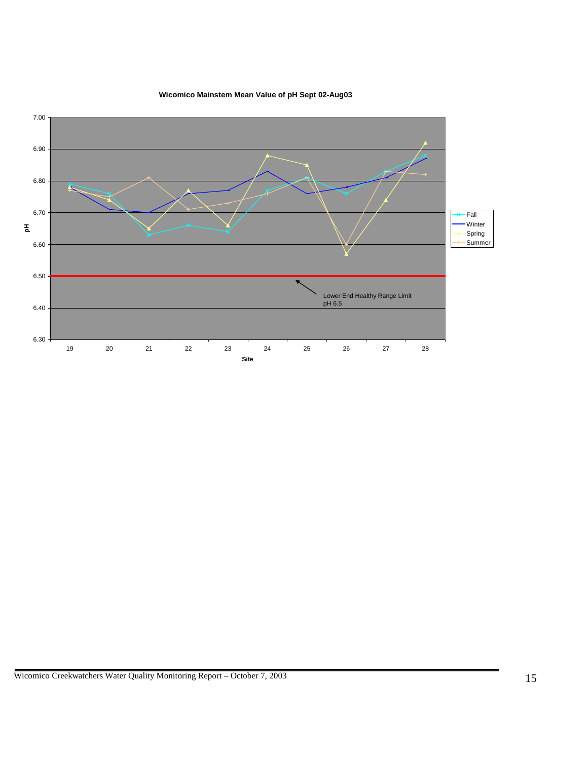**Wicomico Mainstem Mean Value of pH Sept 02-Aug03**

7.00
6.90
6.80
6.70
6.60
6.50
6.40
6.30

pH

19 20 21 22 23 24 25 26 27 28

Site

Fall
Winter
Spring
Summer

Lower End Healthy Range Limit
pH 6.5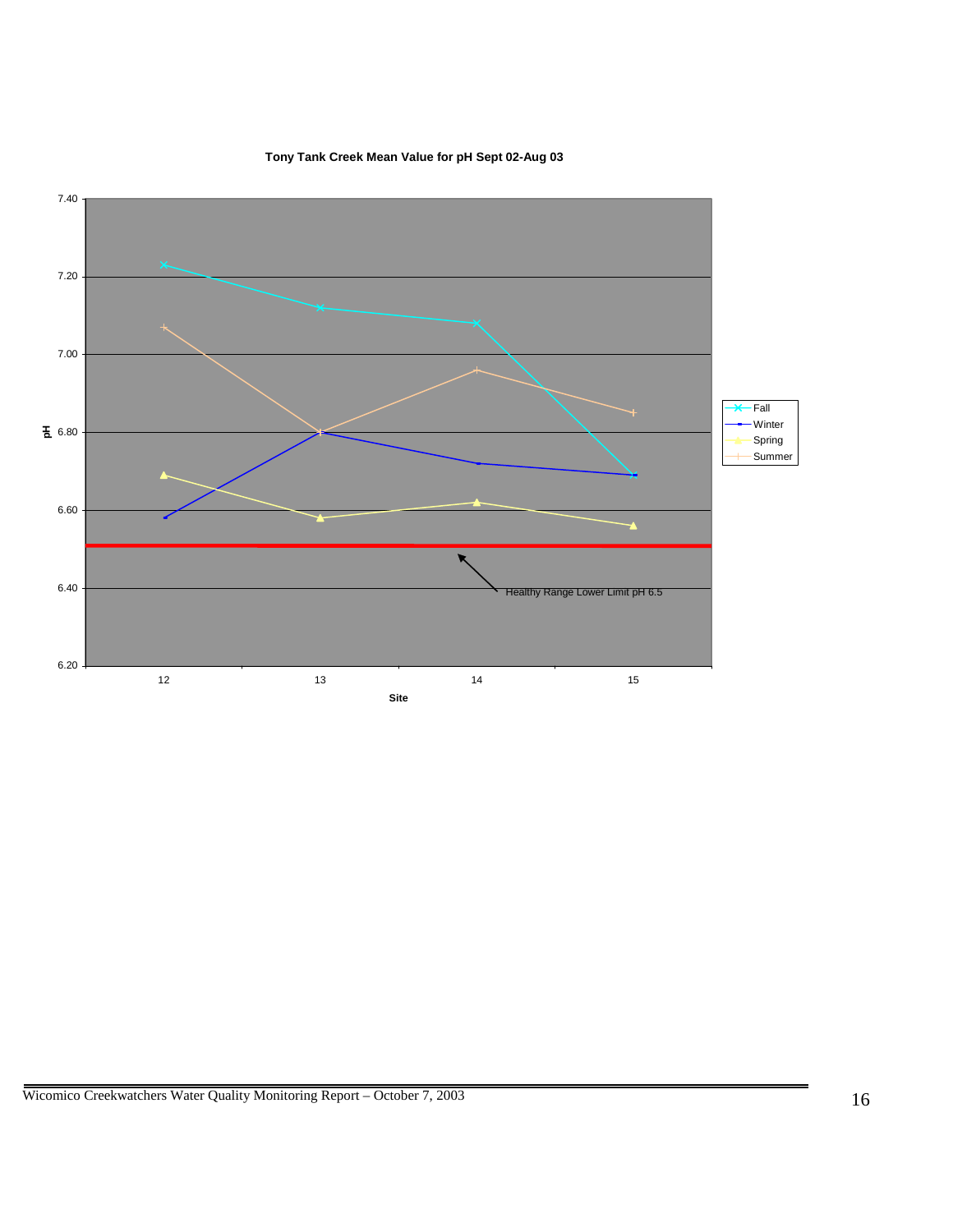**Tony Tank Creek Mean Value for pH Sept 02-Aug 03**

7.40
7.20
7.00
6.80
6.60
6.40
6.20

pH

12
13
14
15

Site

Fall
Winter
Spring
Summer

Healthy Range Lower Limit pH 6.5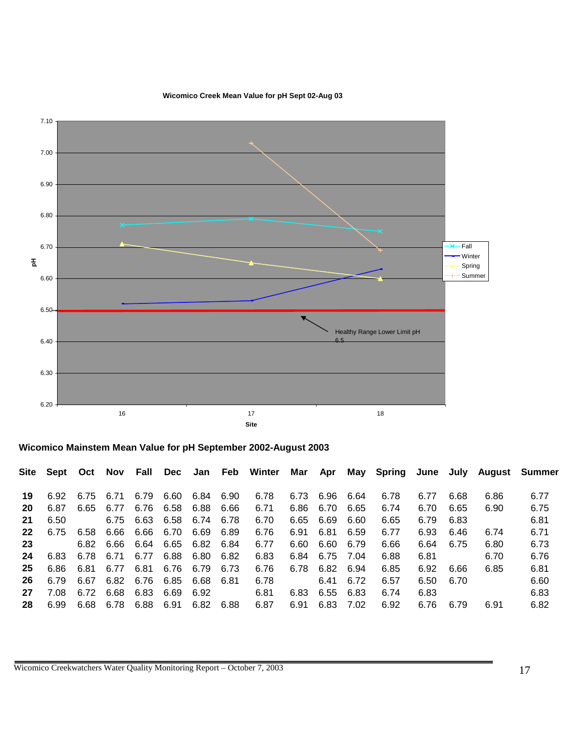Wicomico Creek Mean Value for pH Sept 02-Aug 03

7.10
7.00
6.90
6.80
6.70
6.60
6.50
6.40
6.30
6.20

pH

16
17
18

Site

Fall
Winter
Spring
Summer

Healthy Range Lower Limit pH 6.5

**Wicomico Mainstem Mean Value for pH September 2002-August 2003**

| Site | Sept | Oct | Nov | Fall | Dec | Jan | Feb | Winter | Mar | Apr | May | Spring | June | July | August | Summer |
|---|---|---|---|---|---|---|---|---|---|---|---|---|---|---|---|---|
| **19** | 6.92 | 6.75 | 6.71 | 6.79 | 6.60 | 6.84 | 6.90 | 6.78 | 6.73 | 6.96 | 6.64 | 6.78 | 6.77 | 6.68 | 6.86 | 6.77 |
| **20** | 6.87 | 6.65 | 6.77 | 6.76 | 6.58 | 6.88 | 6.66 | 6.71 | 6.86 | 6.70 | 6.65 | 6.74 | 6.70 | 6.65 | 6.90 | 6.75 |
| **21** | 6.50 | | 6.75 | 6.63 | 6.58 | 6.74 | 6.78 | 6.70 | 6.65 | 6.69 | 6.60 | 6.65 | 6.79 | 6.83 | | 6.81 |
| **22** | 6.75 | 6.58 | 6.66 | 6.66 | 6.70 | 6.69 | 6.89 | 6.76 | 6.91 | 6.81 | 6.59 | 6.77 | 6.93 | 6.46 | 6.74 | 6.71 |
| **23** | | 6.82 | 6.66 | 6.64 | 6.65 | 6.82 | 6.84 | 6.77 | 6.60 | 6.60 | 6.79 | 6.66 | 6.64 | 6.75 | 6.80 | 6.73 |
| **24** | 6.83 | 6.78 | 6.71 | 6.77 | 6.88 | 6.80 | 6.82 | 6.83 | 6.84 | 6.75 | 7.04 | 6.88 | 6.81 | | 6.70 | 6.76 |
| **25** | 6.86 | 6.81 | 6.77 | 6.81 | 6.76 | 6.79 | 6.73 | 6.76 | 6.78 | 6.82 | 6.94 | 6.85 | 6.92 | 6.66 | 6.85 | 6.81 |
| **26** | 6.79 | 6.67 | 6.82 | 6.76 | 6.85 | 6.68 | 6.81 | 6.78 | | 6.41 | 6.72 | 6.57 | 6.50 | 6.70 | | 6.60 |
| **27** | 7.08 | 6.72 | 6.68 | 6.83 | 6.69 | 6.92 | | 6.81 | 6.83 | 6.55 | 6.83 | 6.74 | 6.83 | | | 6.83 |
| **28** | 6.99 | 6.68 | 6.78 | 6.88 | 6.91 | 6.82 | 6.88 | 6.87 | 6.91 | 6.83 | 7.02 | 6.92 | 6.76 | 6.79 | 6.91 | 6.82 |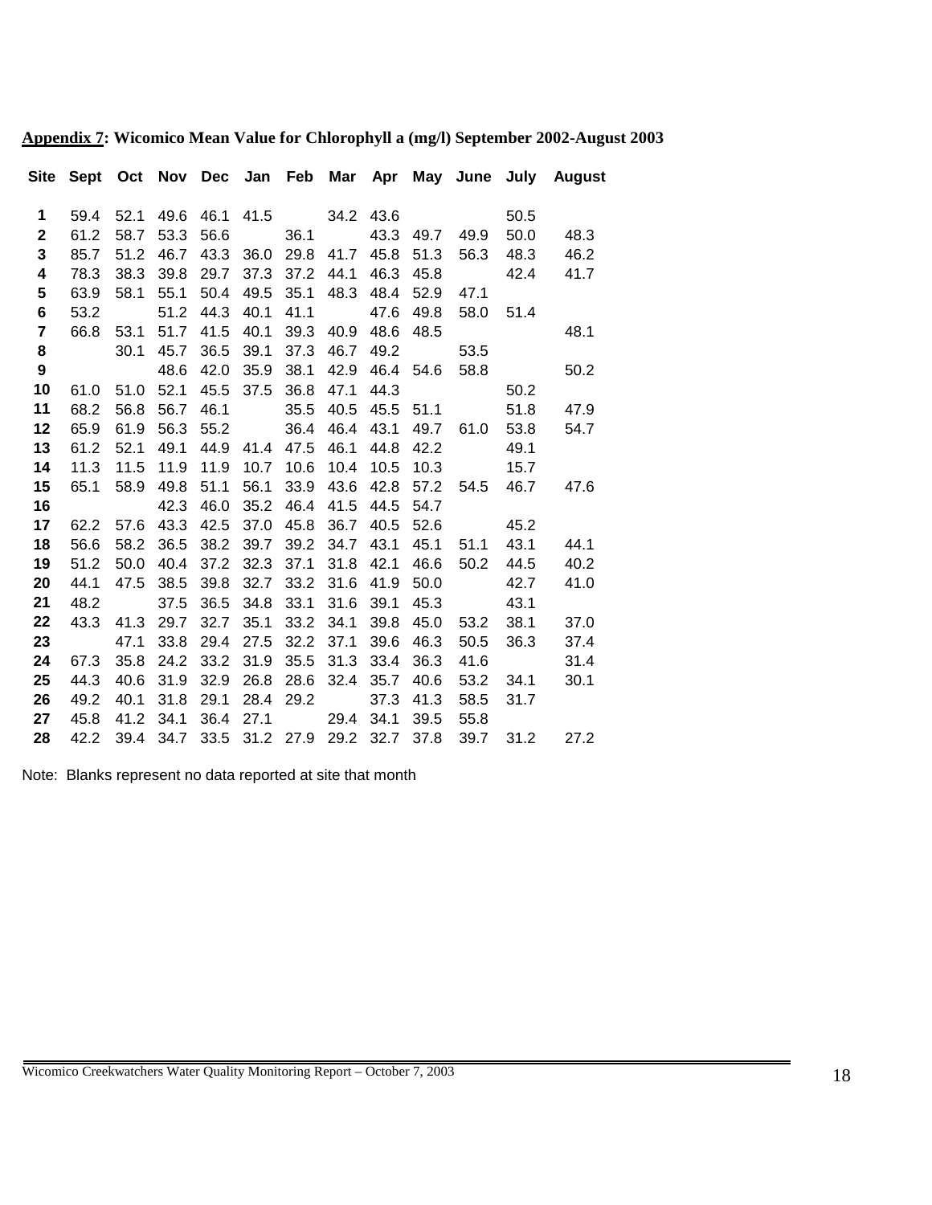**Appendix 7: Wicomico Mean Value for Chlorophyll a (mg/l) September 2002-August 2003**

| Site | Sept | Oct | Nov | Dec | Jan | Feb | Mar | Apr | May | June | July | August |
|---|---|---|---|---|---|---|---|---|---|---|---|---|
| 1 | 59.4 | 52.1 | 49.6 | 46.1 | 41.5 | | 34.2 | 43.6 | | | 50.5 | |
| 2 | 61.2 | 58.7 | 53.3 | 56.6 | | 36.1 | | 43.3 | 49.7 | 49.9 | 50.0 | 48.3 |
| 3 | 85.7 | 51.2 | 46.7 | 43.3 | 36.0 | 29.8 | 41.7 | 45.8 | 51.3 | 56.3 | 48.3 | 46.2 |
| 4 | 78.3 | 38.3 | 39.8 | 29.7 | 37.3 | 37.2 | 44.1 | 46.3 | 45.8 | | 42.4 | 41.7 |
| 5 | 63.9 | 58.1 | 55.1 | 50.4 | 49.5 | 35.1 | 48.3 | 48.4 | 52.9 | 47.1 | | |
| 6 | 53.2 | | 51.2 | 44.3 | 40.1 | 41.1 | | 47.6 | 49.8 | 58.0 | 51.4 | |
| 7 | 66.8 | 53.1 | 51.7 | 41.5 | 40.1 | 39.3 | 40.9 | 48.6 | 48.5 | | | 48.1 |
| 8 | | 30.1 | 45.7 | 36.5 | 39.1 | 37.3 | 46.7 | 49.2 | | 53.5 | | |
| 9 | | | 48.6 | 42.0 | 35.9 | 38.1 | 42.9 | 46.4 | 54.6 | 58.8 | | 50.2 |
| 10 | 61.0 | 51.0 | 52.1 | 45.5 | 37.5 | 36.8 | 47.1 | 44.3 | | | 50.2 | |
| 11 | 68.2 | 56.8 | 56.7 | 46.1 | | 35.5 | 40.5 | 45.5 | 51.1 | | 51.8 | 47.9 |
| 12 | 65.9 | 61.9 | 56.3 | 55.2 | | 36.4 | 46.4 | 43.1 | 49.7 | 61.0 | 53.8 | 54.7 |
| 13 | 61.2 | 52.1 | 49.1 | 44.9 | 41.4 | 47.5 | 46.1 | 44.8 | 42.2 | | 49.1 | |
| 14 | 11.3 | 11.5 | 11.9 | 11.9 | 10.7 | 10.6 | 10.4 | 10.5 | 10.3 | | 15.7 | |
| 15 | 65.1 | 58.9 | 49.8 | 51.1 | 56.1 | 33.9 | 43.6 | 42.8 | 57.2 | 54.5 | 46.7 | 47.6 |
| 16 | | | 42.3 | 46.0 | 35.2 | 46.4 | 41.5 | 44.5 | 54.7 | | | |
| 17 | 62.2 | 57.6 | 43.3 | 42.5 | 37.0 | 45.8 | 36.7 | 40.5 | 52.6 | | 45.2 | |
| 18 | 56.6 | 58.2 | 36.5 | 38.2 | 39.7 | 39.2 | 34.7 | 43.1 | 45.1 | 51.1 | 43.1 | 44.1 |
| 19 | 51.2 | 50.0 | 40.4 | 37.2 | 32.3 | 37.1 | 31.8 | 42.1 | 46.6 | 50.2 | 44.5 | 40.2 |
| 20 | 44.1 | 47.5 | 38.5 | 39.8 | 32.7 | 33.2 | 31.6 | 41.9 | 50.0 | | 42.7 | 41.0 |
| 21 | 48.2 | | 37.5 | 36.5 | 34.8 | 33.1 | 31.6 | 39.1 | 45.3 | | 43.1 | |
| 22 | 43.3 | 41.3 | 29.7 | 32.7 | 35.1 | 33.2 | 34.1 | 39.8 | 45.0 | 53.2 | 38.1 | 37.0 |
| 23 | | 47.1 | 33.8 | 29.4 | 27.5 | 32.2 | 37.1 | 39.6 | 46.3 | 50.5 | 36.3 | 37.4 |
| 24 | 67.3 | 35.8 | 24.2 | 33.2 | 31.9 | 35.5 | 31.3 | 33.4 | 36.3 | 41.6 | | 31.4 |
| 25 | 44.3 | 40.6 | 31.9 | 32.9 | 26.8 | 28.6 | 32.4 | 35.7 | 40.6 | 53.2 | 34.1 | 30.1 |
| 26 | 49.2 | 40.1 | 31.8 | 29.1 | 28.4 | 29.2 | | 37.3 | 41.3 | 58.5 | 31.7 | |
| 27 | 45.8 | 41.2 | 34.1 | 36.4 | 27.1 | | 29.4 | 34.1 | 39.5 | 55.8 | | |
| 28 | 42.2 | 39.4 | 34.7 | 33.5 | 31.2 | 27.9 | 29.2 | 32.7 | 37.8 | 39.7 | 31.2 | 27.2 |

Note: Blanks represent no data reported at site that month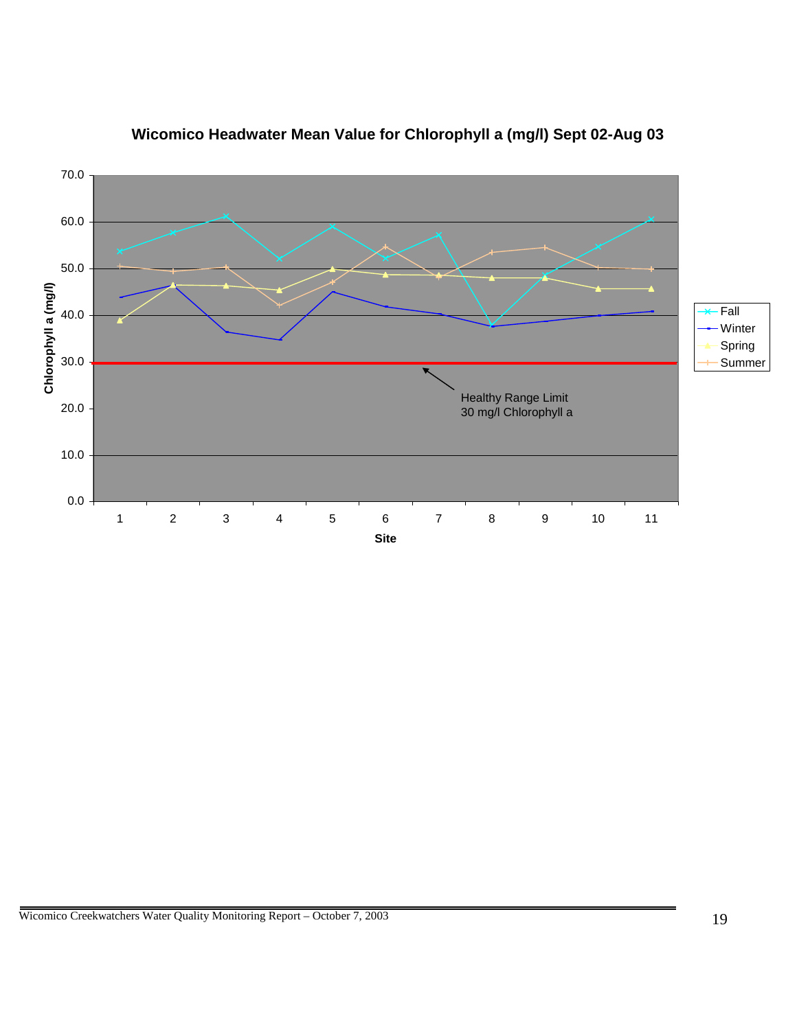**Wicomico Headwater Mean Value for Chlorophyll a (mg/l) Sept 02-Aug 03**

Chlorophyll a (mg/l)

70.0
60.0
50.0
40.0
30.0
20.0
10.0
0.0

1 2 3 4 5 6 7 8 9 10 11

Site

Fall
Winter
Spring
Summer

Healthy Range Limit
30 mg/l Chlorophyll a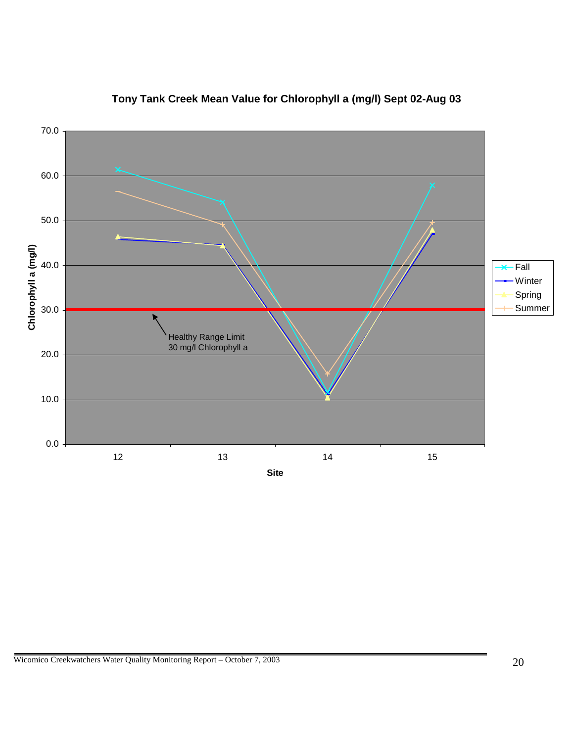**Tony Tank Creek Mean Value for Chlorophyll a (mg/l) Sept 02-Aug 03**

Chlorophyll a (mg/l)

70.0
60.0
50.0
40.0
30.0
20.0
10.0
0.0

12
13
14
15

Site

Fall
Winter
Spring
Summer

Healthy Range Limit
30 mg/l Chlorophyll a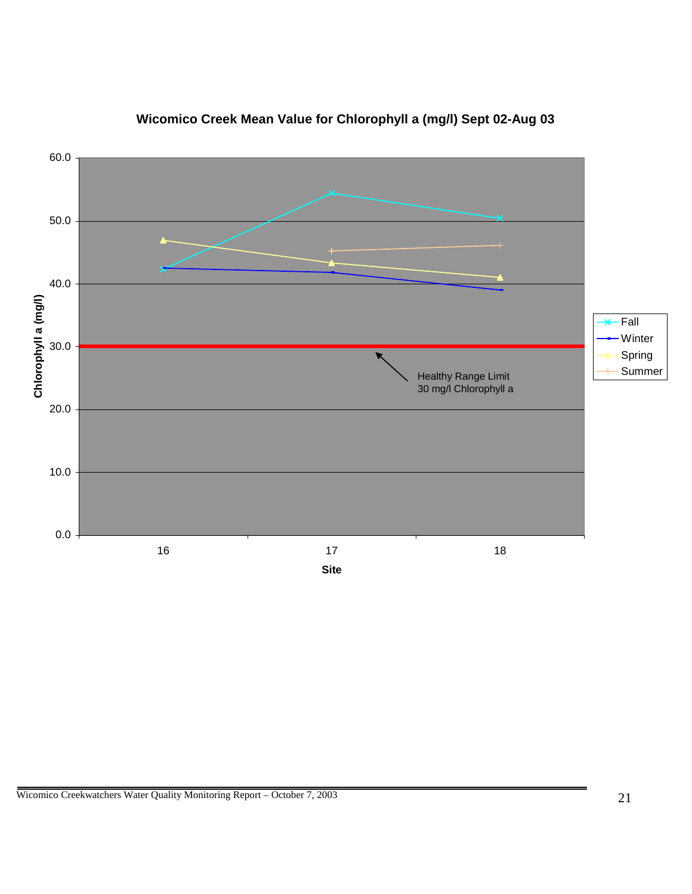Wicomico Creek Mean Value for Chlorophyll a (mg/l) Sept 02-Aug 03

Chlorophyll a (mg/l)

60.0
50.0
40.0
30.0
20.0
10.0
0.0

16
17
18

Site

Healthy Range Limit
30 mg/l Chlorophyll a

Fall
Winter
Spring
Summer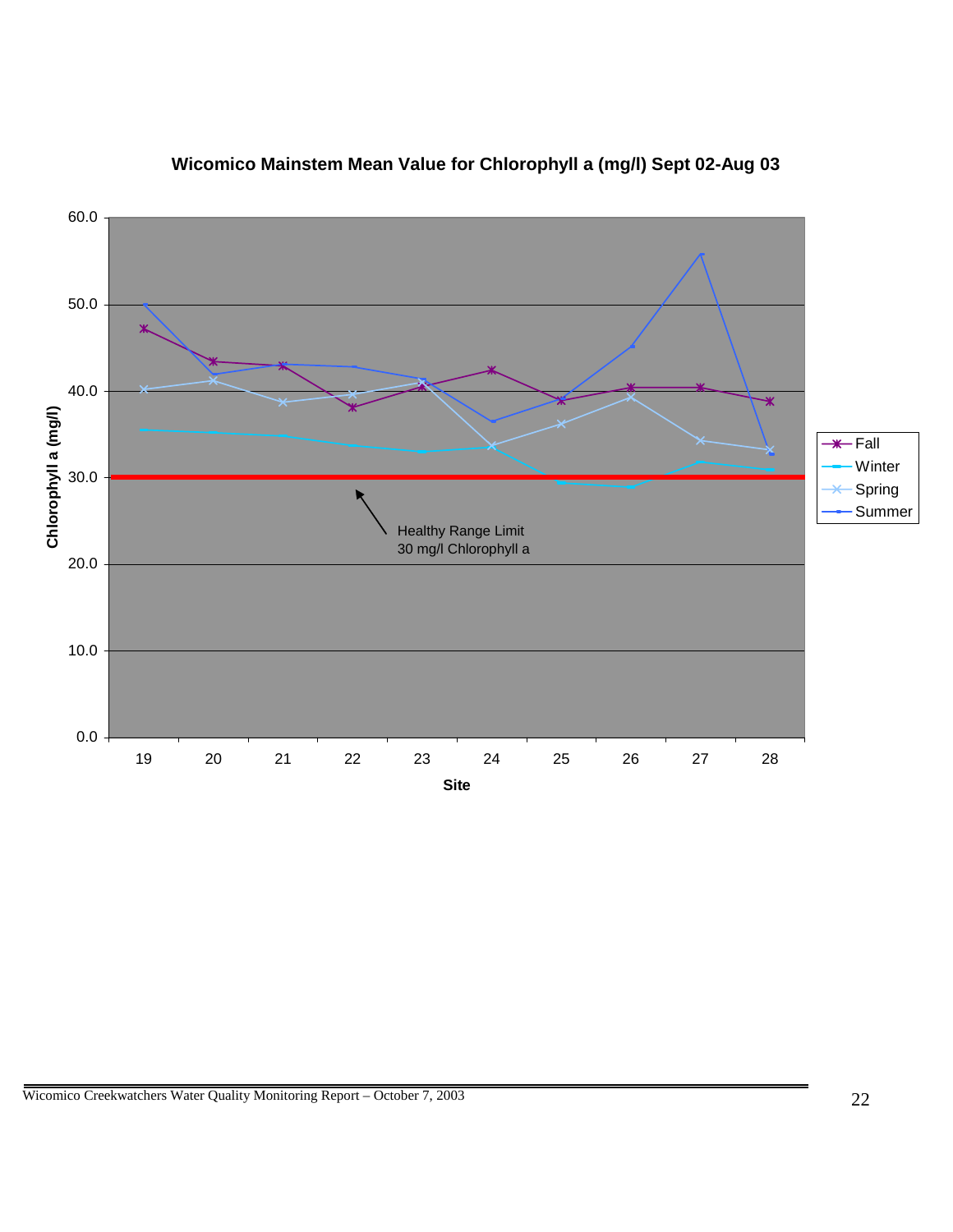**Wicomico Mainstem Mean Value for Chlorophyll a (mg/l) Sept 02-Aug 03**

Chlorophyll a (mg/l)

60.0
50.0
40.0
30.0
20.0
10.0
0.0

19 20 21 22 23 24 25 26 27 28

Site

Fall
Winter
Spring
Summer

Healthy Range Limit
30 mg/l Chlorophyll a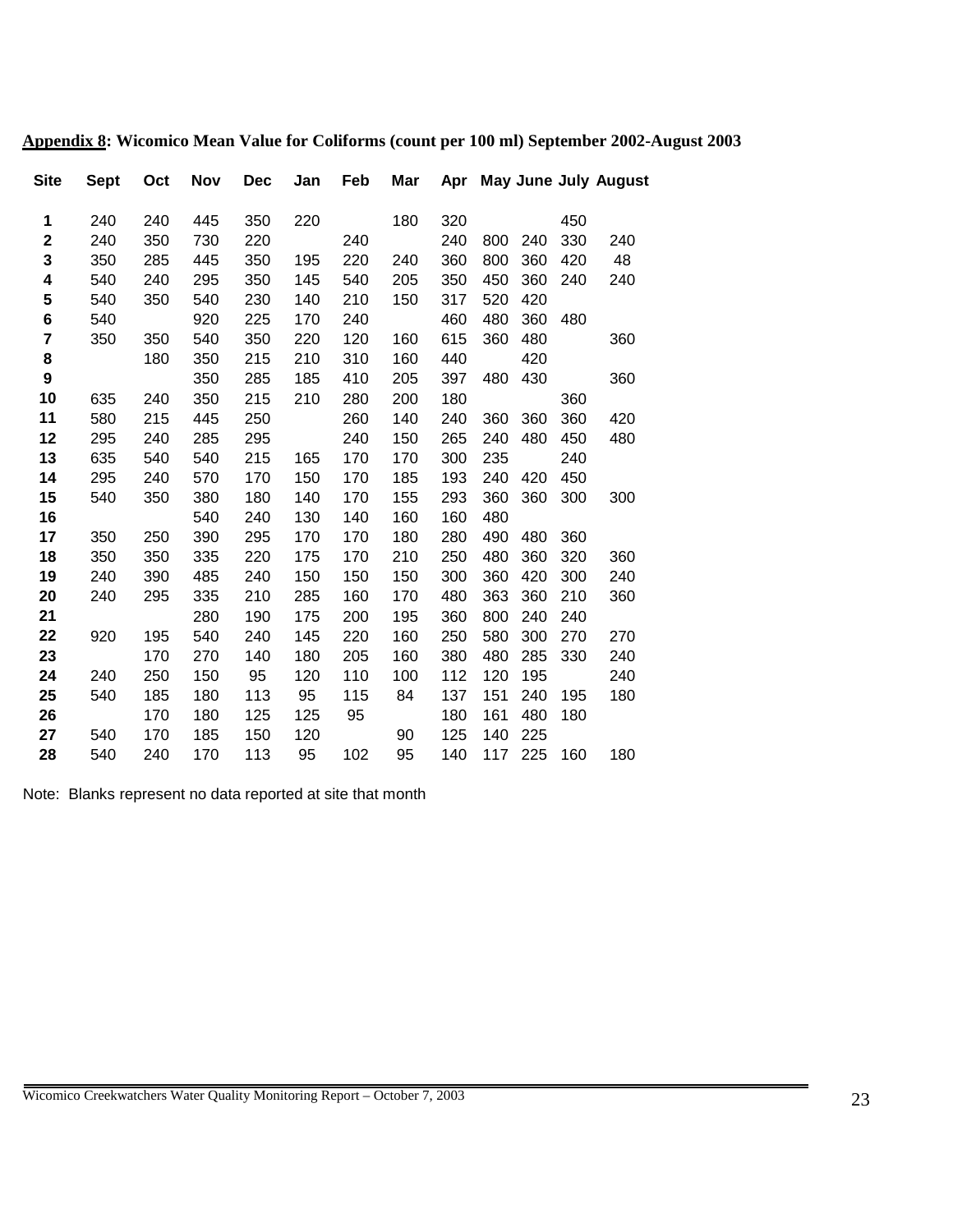**Appendix 8: Wicomico Mean Value for Coliforms (count per 100 ml) September 2002-August 2003**

| Site | Sept | Oct | Nov | Dec | Jan | Feb | Mar | Apr | May | June | July | August |
|---|---|---|---|---|---|---|---|---|---|---|---|---|
| 1 | 240 | 240 | 445 | 350 | 220 | | 180 | 320 | | | 450 | |
| 2 | 240 | 350 | 730 | 220 | | 240 | | 240 | 800 | 240 | 330 | 240 |
| 3 | 350 | 285 | 445 | 350 | 195 | 220 | 240 | 360 | 800 | 360 | 420 | 48 |
| 4 | 540 | 240 | 295 | 350 | 145 | 540 | 205 | 350 | 450 | 360 | 240 | 240 |
| 5 | 540 | 350 | 540 | 230 | 140 | 210 | 150 | 317 | 520 | 420 | | |
| 6 | 540 | | 920 | 225 | 170 | 240 | | 460 | 480 | 360 | 480 | |
| 7 | 350 | 350 | 540 | 350 | 220 | 120 | 160 | 615 | 360 | 480 | | 360 |
| 8 | | 180 | 350 | 215 | 210 | 310 | 160 | 440 | | 420 | | |
| 9 | | | 350 | 285 | 185 | 410 | 205 | 397 | 480 | 430 | | 360 |
| 10 | 635 | 240 | 350 | 215 | 210 | 280 | 200 | 180 | | | 360 | |
| 11 | 580 | 215 | 445 | 250 | | 260 | 140 | 240 | 360 | 360 | 360 | 420 |
| 12 | 295 | 240 | 285 | 295 | | 240 | 150 | 265 | 240 | 480 | 450 | 480 |
| 13 | 635 | 540 | 540 | 215 | 165 | 170 | 170 | 300 | 235 | | 240 | |
| 14 | 295 | 240 | 570 | 170 | 150 | 170 | 185 | 193 | 240 | 420 | 450 | |
| 15 | 540 | 350 | 380 | 180 | 140 | 170 | 155 | 293 | 360 | 360 | 300 | 300 |
| 16 | | | 540 | 240 | 130 | 140 | 160 | 160 | 480 | | | |
| 17 | 350 | 250 | 390 | 295 | 170 | 170 | 180 | 280 | 490 | 480 | 360 | |
| 18 | 350 | 350 | 335 | 220 | 175 | 170 | 210 | 250 | 480 | 360 | 320 | 360 |
| 19 | 240 | 390 | 485 | 240 | 150 | 150 | 150 | 300 | 360 | 420 | 300 | 240 |
| 20 | 240 | 295 | 335 | 210 | 285 | 160 | 170 | 480 | 363 | 360 | 210 | 360 |
| 21 | | | 280 | 190 | 175 | 200 | 195 | 360 | 800 | 240 | 240 | |
| 22 | 920 | 195 | 540 | 240 | 145 | 220 | 160 | 250 | 580 | 300 | 270 | 270 |
| 23 | | 170 | 270 | 140 | 180 | 205 | 160 | 380 | 480 | 285 | 330 | 240 |
| 24 | 240 | 250 | 150 | 95 | 120 | 110 | 100 | 112 | 120 | 195 | | 240 |
| 25 | 540 | 185 | 180 | 113 | 95 | 115 | 84 | 137 | 151 | 240 | 195 | 180 |
| 26 | | 170 | 180 | 125 | 125 | 95 | | 180 | 161 | 480 | 180 | |
| 27 | 540 | 170 | 185 | 150 | 120 | | 90 | 125 | 140 | 225 | | |
| 28 | 540 | 240 | 170 | 113 | 95 | 102 | 95 | 140 | 117 | 225 | 160 | 180 |

Note: Blanks represent no data reported at site that month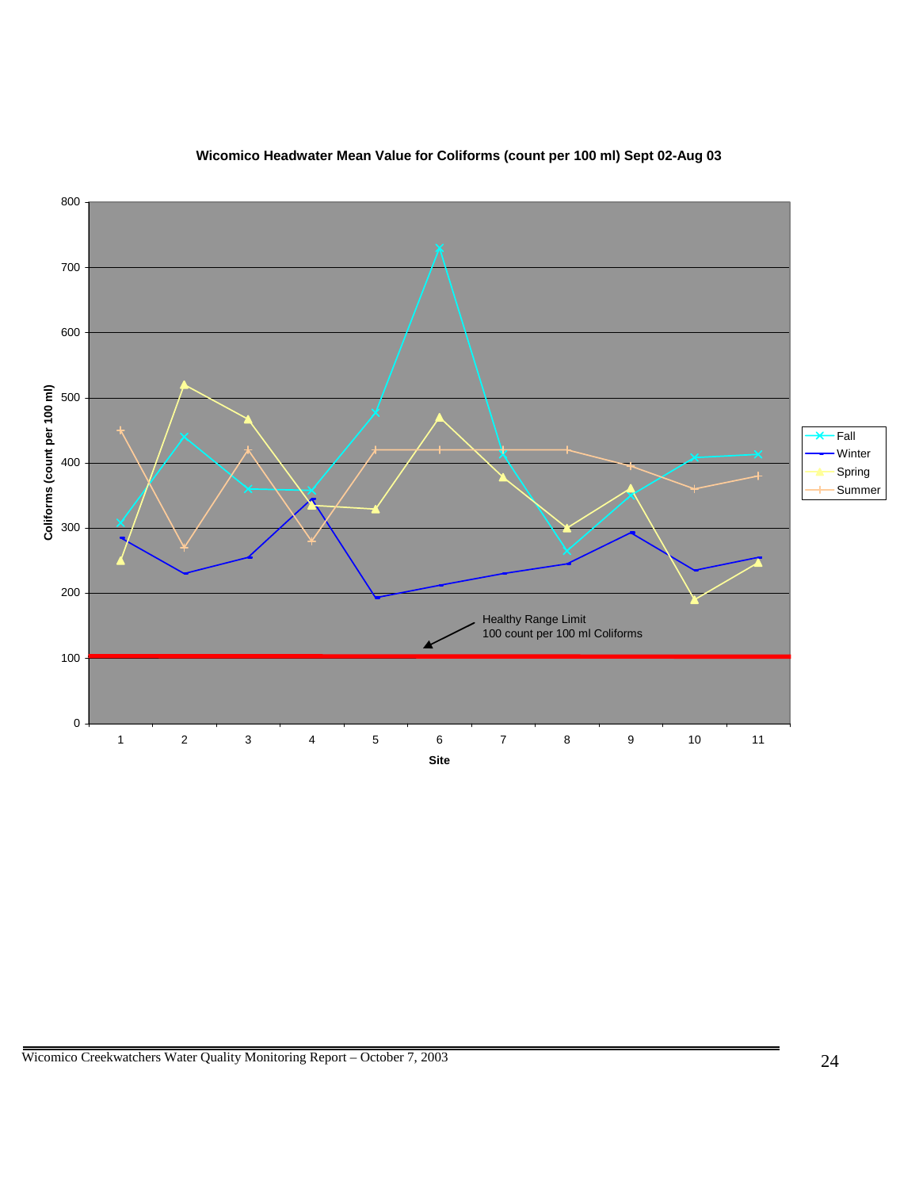**Wicomico Headwater Mean Value for Coliforms (count per 100 ml) Sept 02-Aug 03**

Coliforms (count per 100 ml)

800
700
600
500
400
300
200
100
0

1 2 3 4 5 6 7 8 9 10 11

Site

Fall
Winter
Spring
Summer

Healthy Range Limit
100 count per 100 ml Coliforms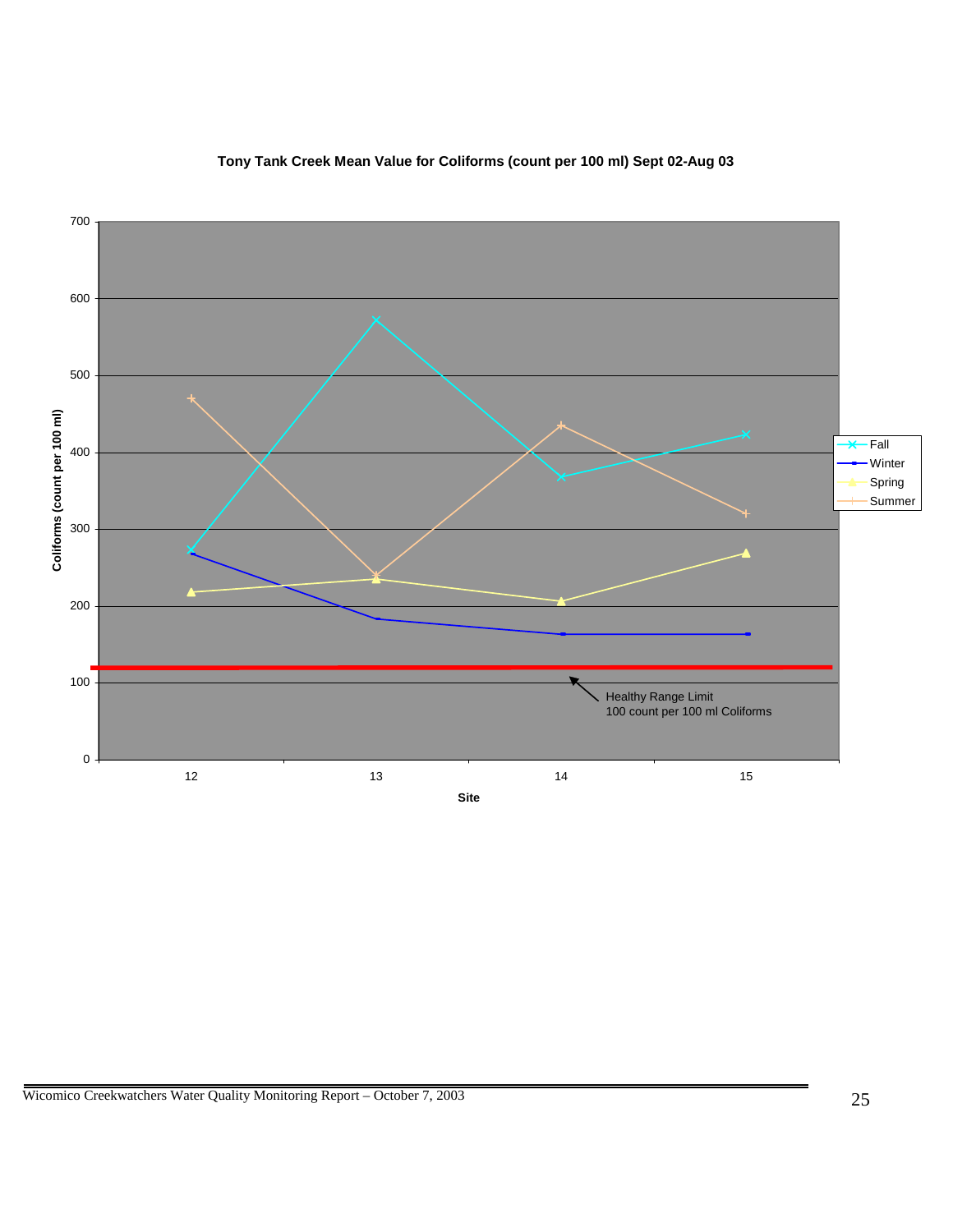**Tony Tank Creek Mean Value for Coliforms (count per 100 ml) Sept 02-Aug 03**

Coliforms (count per 100 ml)

700
600
500
400
300
200
100
0

12
13
14
15

Site

Fall
Winter
Spring
Summer

Healthy Range Limit
100 count per 100 ml Coliforms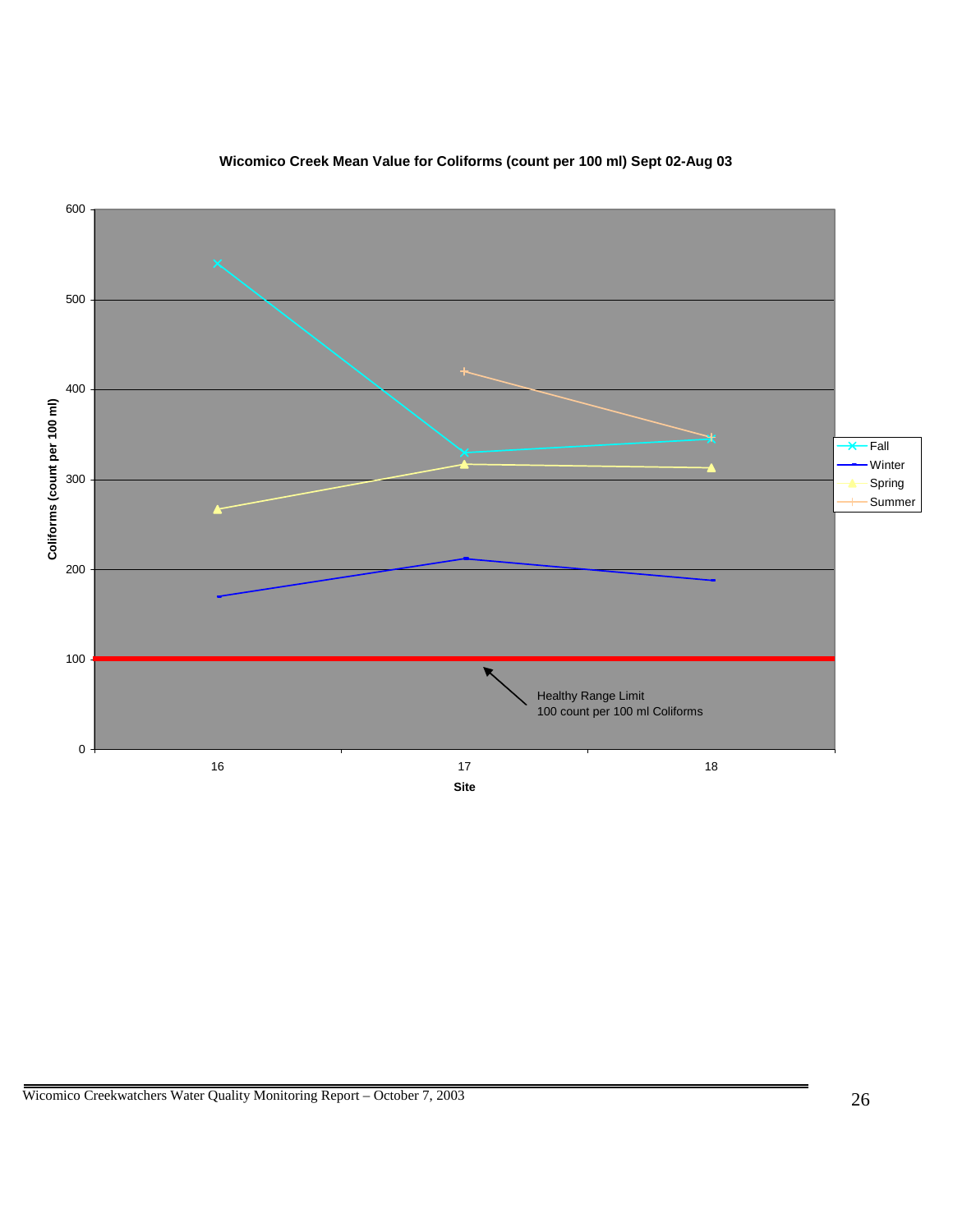**Wicomico Creek Mean Value for Coliforms (count per 100 ml) Sept 02-Aug 03**

Coliforms (count per 100 ml)

600

500

400

300

200

100

0

16 17 18

Site

Fall
Winter
Spring
Summer

Healthy Range Limit
100 count per 100 ml Coliforms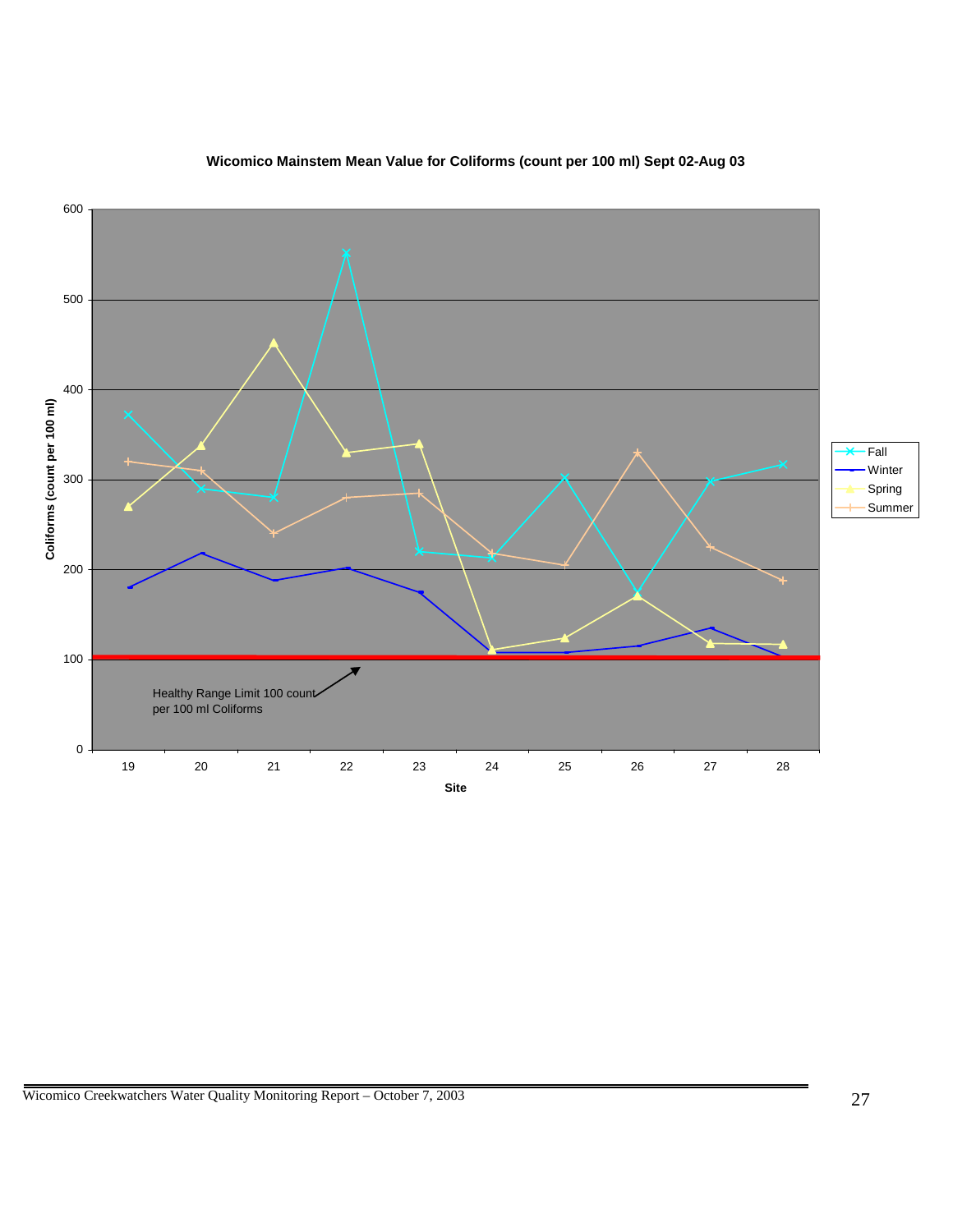**Wicomico Mainstem Mean Value for Coliforms (count per 100 ml) Sept 02-Aug 03**

Coliforms (count per 100 ml)

600
500
400
300
200
100
0

19 20 21 22 23 24 25 26 27 28

Site

Fall
Winter
Spring
Summer

Healthy Range Limit 100 count per 100 ml Coliforms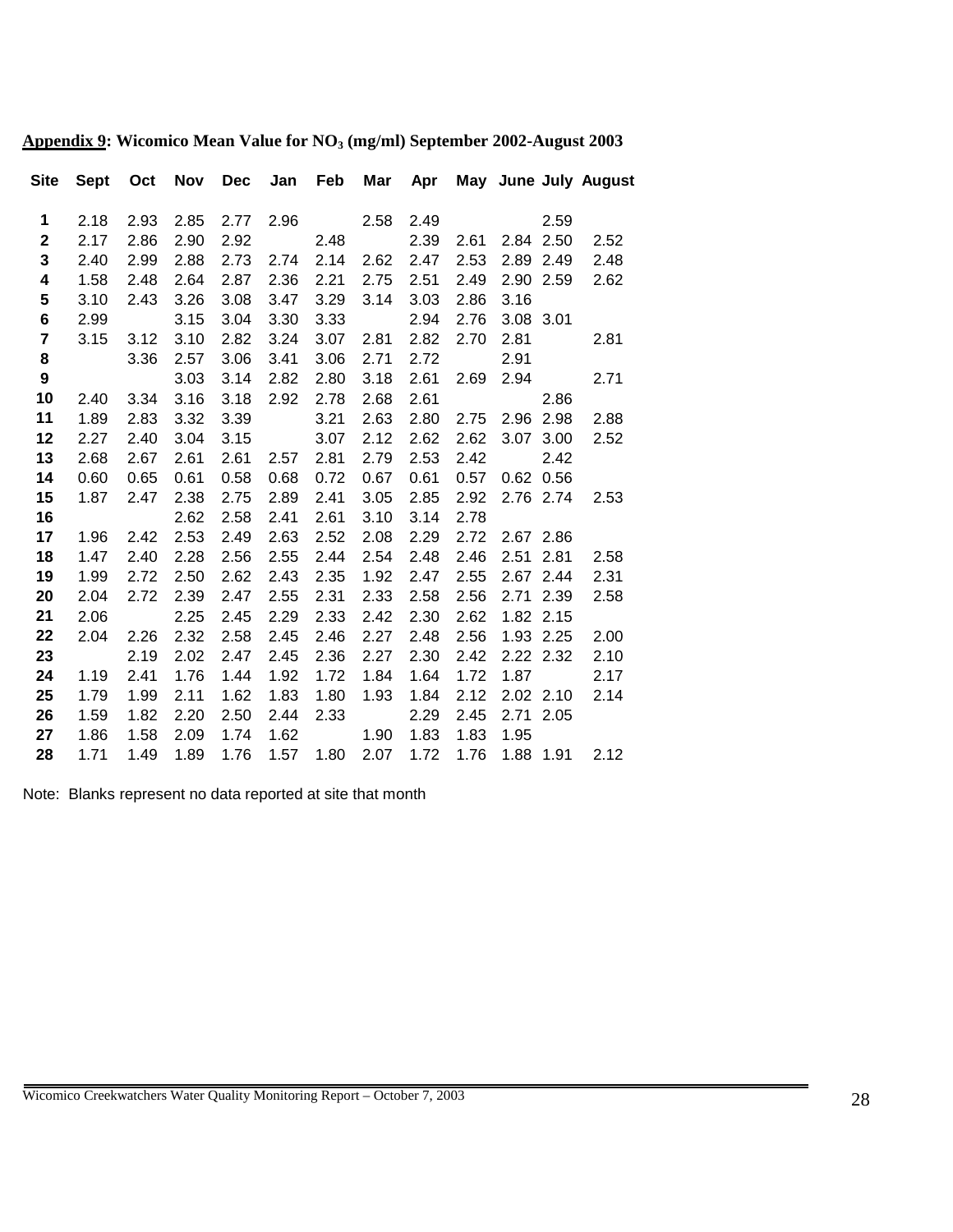**Appendix 9: Wicomico Mean Value for $NO_3$ (mg/ml) September 2002-August 2003**

| Site | Sept | Oct | Nov | Dec | Jan | Feb | Mar | Apr | May | June | July | August |
|---|---|---|---|---|---|---|---|---|---|---|---|---|
| 1 | 2.18 | 2.93 | 2.85 | 2.77 | 2.96 | | 2.58 | 2.49 | | | 2.59 | |
| 2 | 2.17 | 2.86 | 2.90 | 2.92 | | 2.48 | | 2.39 | 2.61 | 2.84 | 2.50 | 2.52 |
| 3 | 2.40 | 2.99 | 2.88 | 2.73 | 2.74 | 2.14 | 2.62 | 2.47 | 2.53 | 2.89 | 2.49 | 2.48 |
| 4 | 1.58 | 2.48 | 2.64 | 2.87 | 2.36 | 2.21 | 2.75 | 2.51 | 2.49 | 2.90 | 2.59 | 2.62 |
| 5 | 3.10 | 2.43 | 3.26 | 3.08 | 3.47 | 3.29 | 3.14 | 3.03 | 2.86 | 3.16 | | |
| 6 | 2.99 | | 3.15 | 3.04 | 3.30 | 3.33 | | 2.94 | 2.76 | 3.08 | 3.01 | |
| 7 | 3.15 | 3.12 | 3.10 | 2.82 | 3.24 | 3.07 | 2.81 | 2.82 | 2.70 | 2.81 | | 2.81 |
| 8 | | 3.36 | 2.57 | 3.06 | 3.41 | 3.06 | 2.71 | 2.72 | | 2.91 | | |
| 9 | | | 3.03 | 3.14 | 2.82 | 2.80 | 3.18 | 2.61 | 2.69 | 2.94 | | 2.71 |
| 10 | 2.40 | 3.34 | 3.16 | 3.18 | 2.92 | 2.78 | 2.68 | 2.61 | | | 2.86 | |
| 11 | 1.89 | 2.83 | 3.32 | 3.39 | | 3.21 | 2.63 | 2.80 | 2.75 | 2.96 | 2.98 | 2.88 |
| 12 | 2.27 | 2.40 | 3.04 | 3.15 | | 3.07 | 2.12 | 2.62 | 2.62 | 3.07 | 3.00 | 2.52 |
| 13 | 2.68 | 2.67 | 2.61 | 2.61 | 2.57 | 2.81 | 2.79 | 2.53 | 2.42 | | 2.42 | |
| 14 | 0.60 | 0.65 | 0.61 | 0.58 | 0.68 | 0.72 | 0.67 | 0.61 | 0.57 | 0.62 | 0.56 | |
| 15 | 1.87 | 2.47 | 2.38 | 2.75 | 2.89 | 2.41 | 3.05 | 2.85 | 2.92 | 2.76 | 2.74 | 2.53 |
| 16 | | | 2.62 | 2.58 | 2.41 | 2.61 | 3.10 | 3.14 | 2.78 | | | |
| 17 | 1.96 | 2.42 | 2.53 | 2.49 | 2.63 | 2.52 | 2.08 | 2.29 | 2.72 | 2.67 | 2.86 | |
| 18 | 1.47 | 2.40 | 2.28 | 2.56 | 2.55 | 2.44 | 2.54 | 2.48 | 2.46 | 2.51 | 2.81 | 2.58 |
| 19 | 1.99 | 2.72 | 2.50 | 2.62 | 2.43 | 2.35 | 1.92 | 2.47 | 2.55 | 2.67 | 2.44 | 2.31 |
| 20 | 2.04 | 2.72 | 2.39 | 2.47 | 2.55 | 2.31 | 2.33 | 2.58 | 2.56 | 2.71 | 2.39 | 2.58 |
| 21 | 2.06 | | 2.25 | 2.45 | 2.29 | 2.33 | 2.42 | 2.30 | 2.62 | 1.82 | 2.15 | |
| 22 | 2.04 | 2.26 | 2.32 | 2.58 | 2.45 | 2.46 | 2.27 | 2.48 | 2.56 | 1.93 | 2.25 | 2.00 |
| 23 | | 2.19 | 2.02 | 2.47 | 2.45 | 2.36 | 2.27 | 2.30 | 2.42 | 2.22 | 2.32 | 2.10 |
| 24 | 1.19 | 2.41 | 1.76 | 1.44 | 1.92 | 1.72 | 1.84 | 1.64 | 1.72 | 1.87 | | 2.17 |
| 25 | 1.79 | 1.99 | 2.11 | 1.62 | 1.83 | 1.80 | 1.93 | 1.84 | 2.12 | 2.02 | 2.10 | 2.14 |
| 26 | 1.59 | 1.82 | 2.20 | 2.50 | 2.44 | 2.33 | | 2.29 | 2.45 | 2.71 | 2.05 | |
| 27 | 1.86 | 1.58 | 2.09 | 1.74 | 1.62 | | 1.90 | 1.83 | 1.83 | 1.95 | | |
| 28 | 1.71 | 1.49 | 1.89 | 1.76 | 1.57 | 1.80 | 2.07 | 1.72 | 1.76 | 1.88 | 1.91 | 2.12 |

Note: Blanks represent no data reported at site that month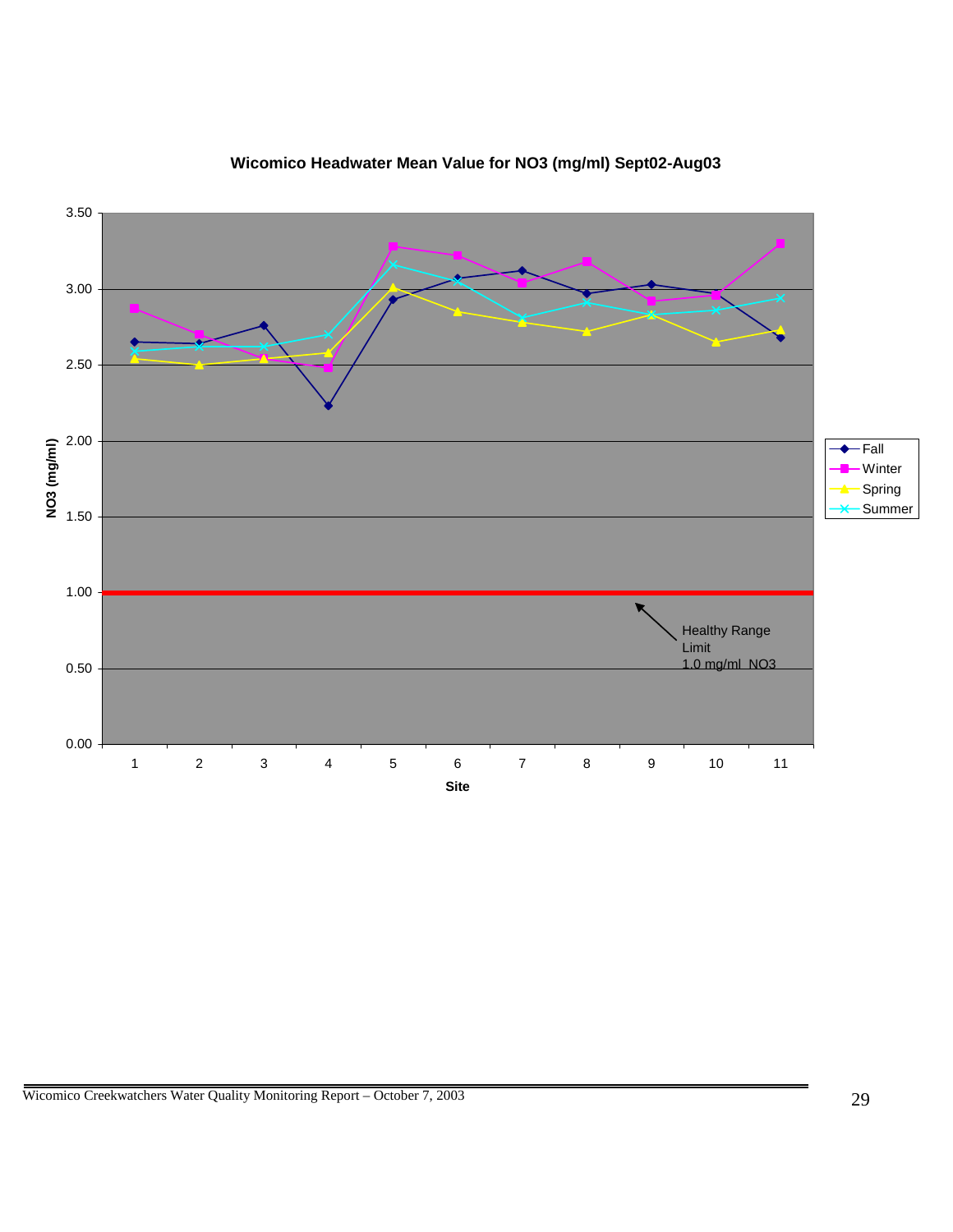Wicomico Headwater Mean Value for NO3 (mg/ml) Sept02-Aug03

NO3 (mg/ml)

3.50
3.00
2.50
2.00
1.50
1.00
0.50
0.00

1 2 3 4 5 6 7 8 9 10 11

Site

Fall
Winter
Spring
Summer

Healthy Range Limit
1.0 mg/ml NO3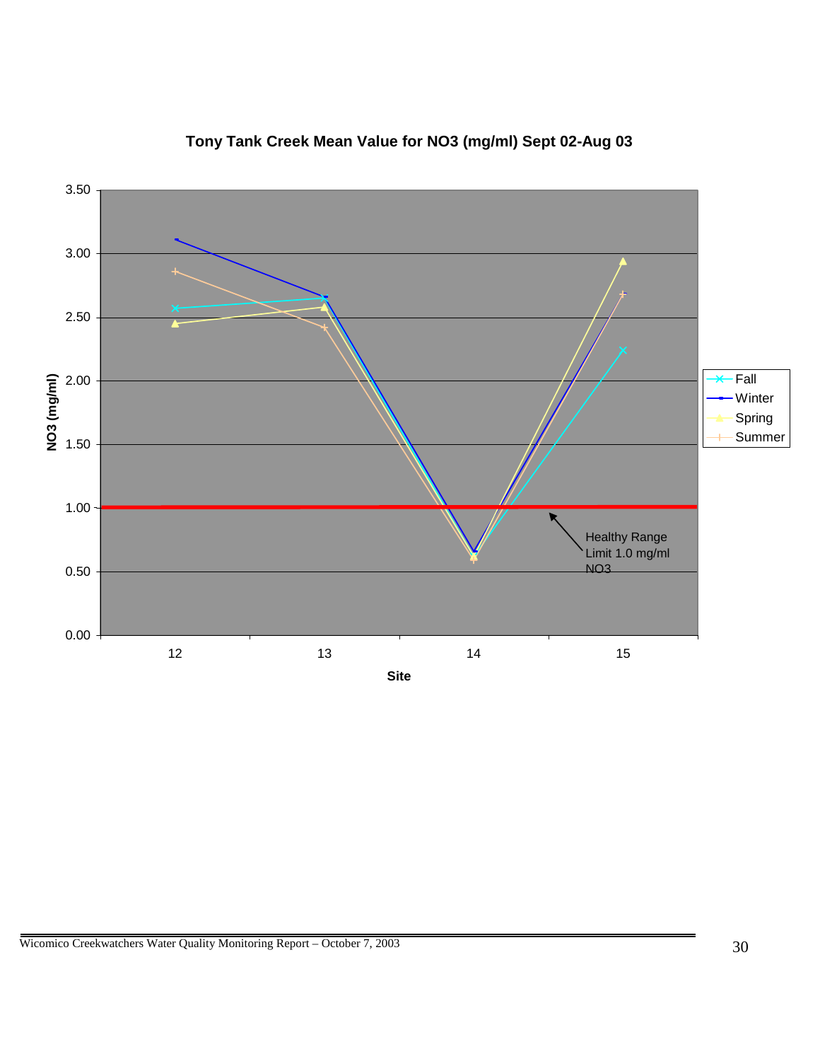Tony Tank Creek Mean Value for NO3 (mg/ml) Sept 02-Aug 03

NO3 (mg/ml)

3.50
3.00
2.50
2.00
1.50
1.00
0.50
0.00

12
13
14
15

Site

Fall
Winter
Spring
Summer

Healthy Range Limit 1.0 mg/ml NO3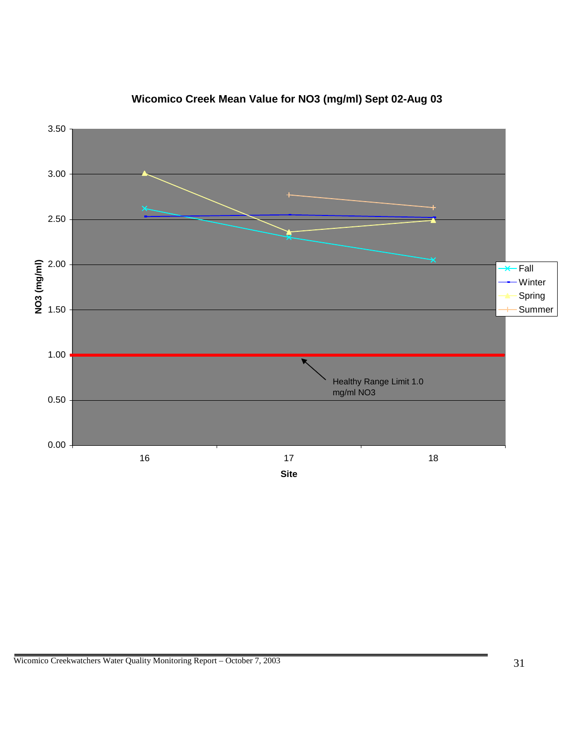**Wicomico Creek Mean Value for NO3 (mg/ml) Sept 02-Aug 03**

NO3 (mg/ml)

3.50
3.00
2.50
2.00
1.50
1.00
0.50
0.00

16
17
18

Site

Fall
Winter
Spring
Summer

Healthy Range Limit 1.0 mg/ml NO3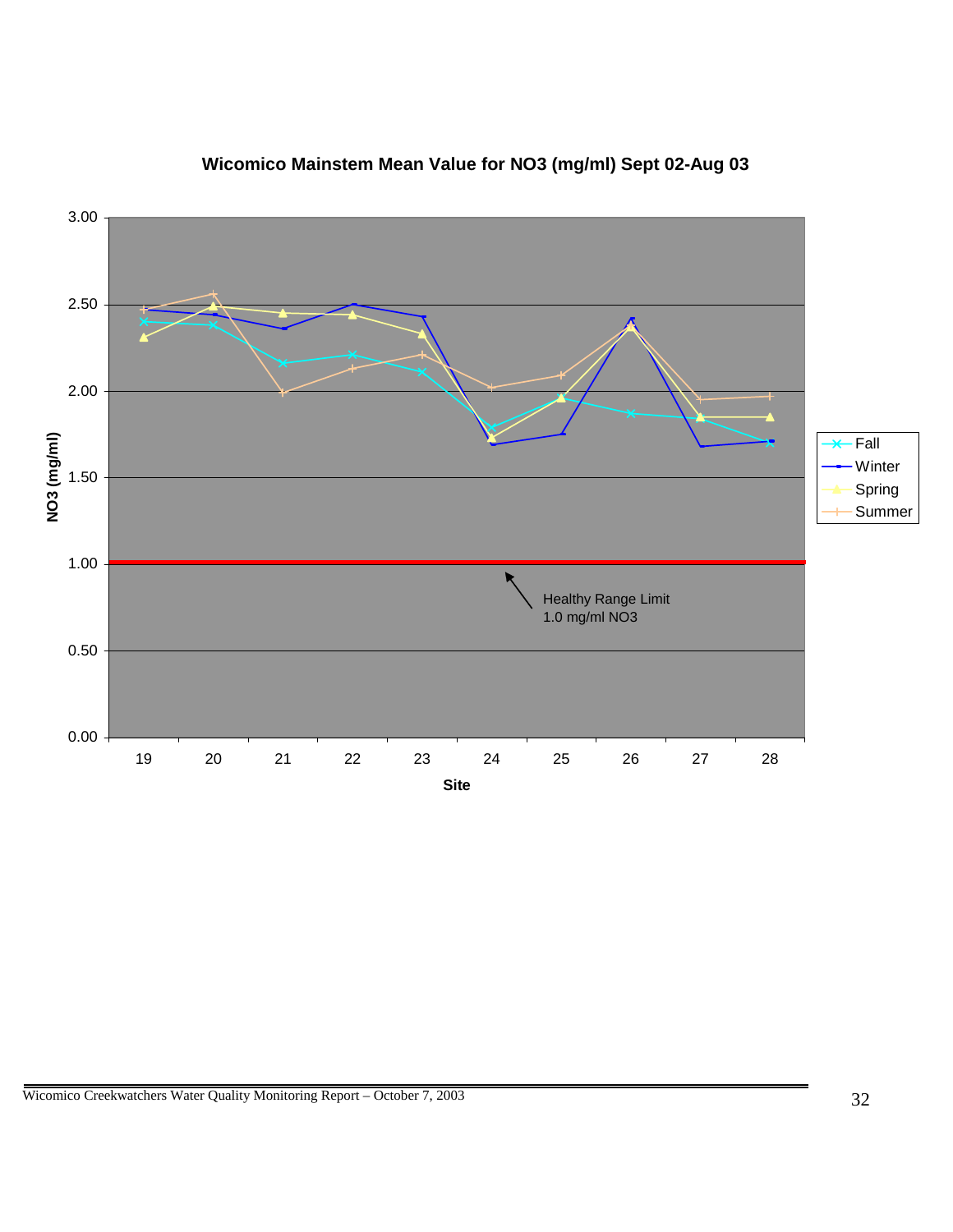Wicomico Mainstem Mean Value for NO3 (mg/ml) Sept 02-Aug 03

NO3 (mg/ml)

3.00
2.50
2.00
1.50
1.00
0.50
0.00

19 20 21 22 23 24 25 26 27 28

Site

Fall
Winter
Spring
Summer

Healthy Range Limit
1.0 mg/ml NO3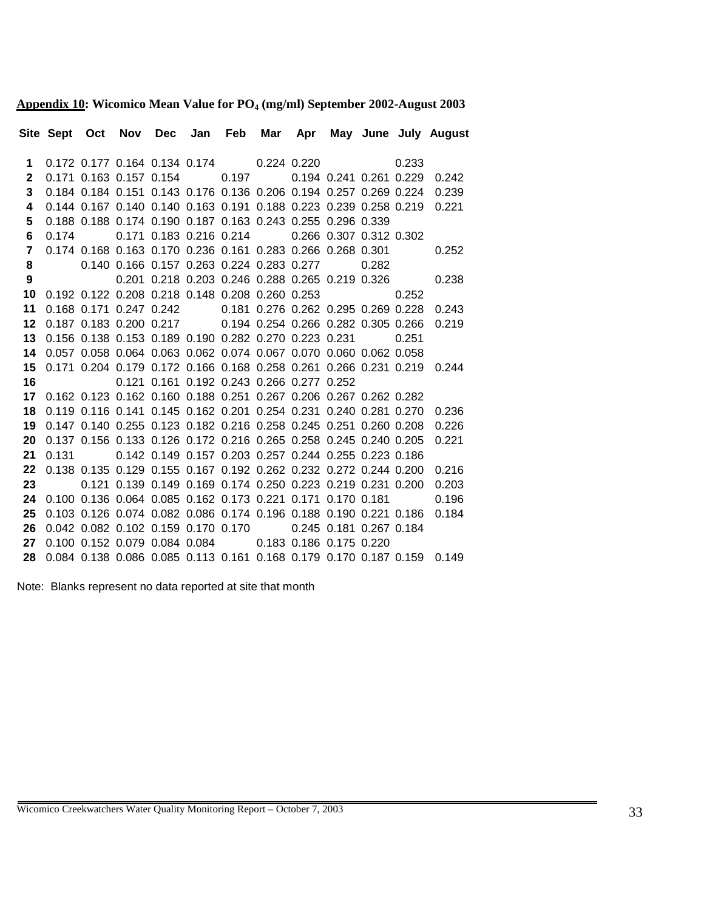**Appendix 10: Wicomico Mean Value for $PO_4$ (mg/ml) September 2002-August 2003**

| Site | Sept | Oct | Nov | Dec | Jan | Feb | Mar | Apr | May | June | July | August |
|---|---|---|---|---|---|---|---|---|---|---|---|---|
| 1 | 0.172 | 0.177 | 0.164 | 0.134 | 0.174 | | 0.224 | 0.220 | | | 0.233 | |
| 2 | 0.171 | 0.163 | 0.157 | 0.154 | | 0.197 | | 0.194 | 0.241 | 0.261 | 0.229 | 0.242 |
| 3 | 0.184 | 0.184 | 0.151 | 0.143 | 0.176 | 0.136 | 0.206 | 0.194 | 0.257 | 0.269 | 0.224 | 0.239 |
| 4 | 0.144 | 0.167 | 0.140 | 0.140 | 0.163 | 0.191 | 0.188 | 0.223 | 0.239 | 0.258 | 0.219 | 0.221 |
| 5 | 0.188 | 0.188 | 0.174 | 0.190 | 0.187 | 0.163 | 0.243 | 0.255 | 0.296 | 0.339 | | |
| 6 | 0.174 | | 0.171 | 0.183 | 0.216 | 0.214 | | 0.266 | 0.307 | 0.312 | 0.302 | |
| 7 | 0.174 | 0.168 | 0.163 | 0.170 | 0.236 | 0.161 | 0.283 | 0.266 | 0.268 | 0.301 | | 0.252 |
| 8 | | 0.140 | 0.166 | 0.157 | 0.263 | 0.224 | 0.283 | 0.277 | | 0.282 | | |
| 9 | | | 0.201 | 0.218 | 0.203 | 0.246 | 0.288 | 0.265 | 0.219 | 0.326 | | 0.238 |
| 10 | 0.192 | 0.122 | 0.208 | 0.218 | 0.148 | 0.208 | 0.260 | 0.253 | | | 0.252 | |
| 11 | 0.168 | 0.171 | 0.247 | 0.242 | | 0.181 | 0.276 | 0.262 | 0.295 | 0.269 | 0.228 | 0.243 |
| 12 | 0.187 | 0.183 | 0.200 | 0.217 | | 0.194 | 0.254 | 0.266 | 0.282 | 0.305 | 0.266 | 0.219 |
| 13 | 0.156 | 0.138 | 0.153 | 0.189 | 0.190 | 0.282 | 0.270 | 0.223 | 0.231 | | 0.251 | |
| 14 | 0.057 | 0.058 | 0.064 | 0.063 | 0.062 | 0.074 | 0.067 | 0.070 | 0.060 | 0.062 | 0.058 | |
| 15 | 0.171 | 0.204 | 0.179 | 0.172 | 0.166 | 0.168 | 0.258 | 0.261 | 0.266 | 0.231 | 0.219 | 0.244 |
| 16 | | | 0.121 | 0.161 | 0.192 | 0.243 | 0.266 | 0.277 | 0.252 | | | |
| 17 | 0.162 | 0.123 | 0.162 | 0.160 | 0.188 | 0.251 | 0.267 | 0.206 | 0.267 | 0.262 | 0.282 | |
| 18 | 0.119 | 0.116 | 0.141 | 0.145 | 0.162 | 0.201 | 0.254 | 0.231 | 0.240 | 0.281 | 0.270 | 0.236 |
| 19 | 0.147 | 0.140 | 0.255 | 0.123 | 0.182 | 0.216 | 0.258 | 0.245 | 0.251 | 0.260 | 0.208 | 0.226 |
| 20 | 0.137 | 0.156 | 0.133 | 0.126 | 0.172 | 0.216 | 0.265 | 0.258 | 0.245 | 0.240 | 0.205 | 0.221 |
| 21 | 0.131 | | 0.142 | 0.149 | 0.157 | 0.203 | 0.257 | 0.244 | 0.255 | 0.223 | 0.186 | |
| 22 | 0.138 | 0.135 | 0.129 | 0.155 | 0.167 | 0.192 | 0.262 | 0.232 | 0.272 | 0.244 | 0.200 | 0.216 |
| 23 | | 0.121 | 0.139 | 0.149 | 0.169 | 0.174 | 0.250 | 0.223 | 0.219 | 0.231 | 0.200 | 0.203 |
| 24 | 0.100 | 0.136 | 0.064 | 0.085 | 0.162 | 0.173 | 0.221 | 0.171 | 0.170 | 0.181 | | 0.196 |
| 25 | 0.103 | 0.126 | 0.074 | 0.082 | 0.086 | 0.174 | 0.196 | 0.188 | 0.190 | 0.221 | 0.186 | 0.184 |
| 26 | 0.042 | 0.082 | 0.102 | 0.159 | 0.170 | 0.170 | | 0.245 | 0.181 | 0.267 | 0.184 | |
| 27 | 0.100 | 0.152 | 0.079 | 0.084 | 0.084 | | 0.183 | 0.186 | 0.175 | 0.220 | | |
| 28 | 0.084 | 0.138 | 0.086 | 0.085 | 0.113 | 0.161 | 0.168 | 0.179 | 0.170 | 0.187 | 0.159 | 0.149 |

Note: Blanks represent no data reported at site that month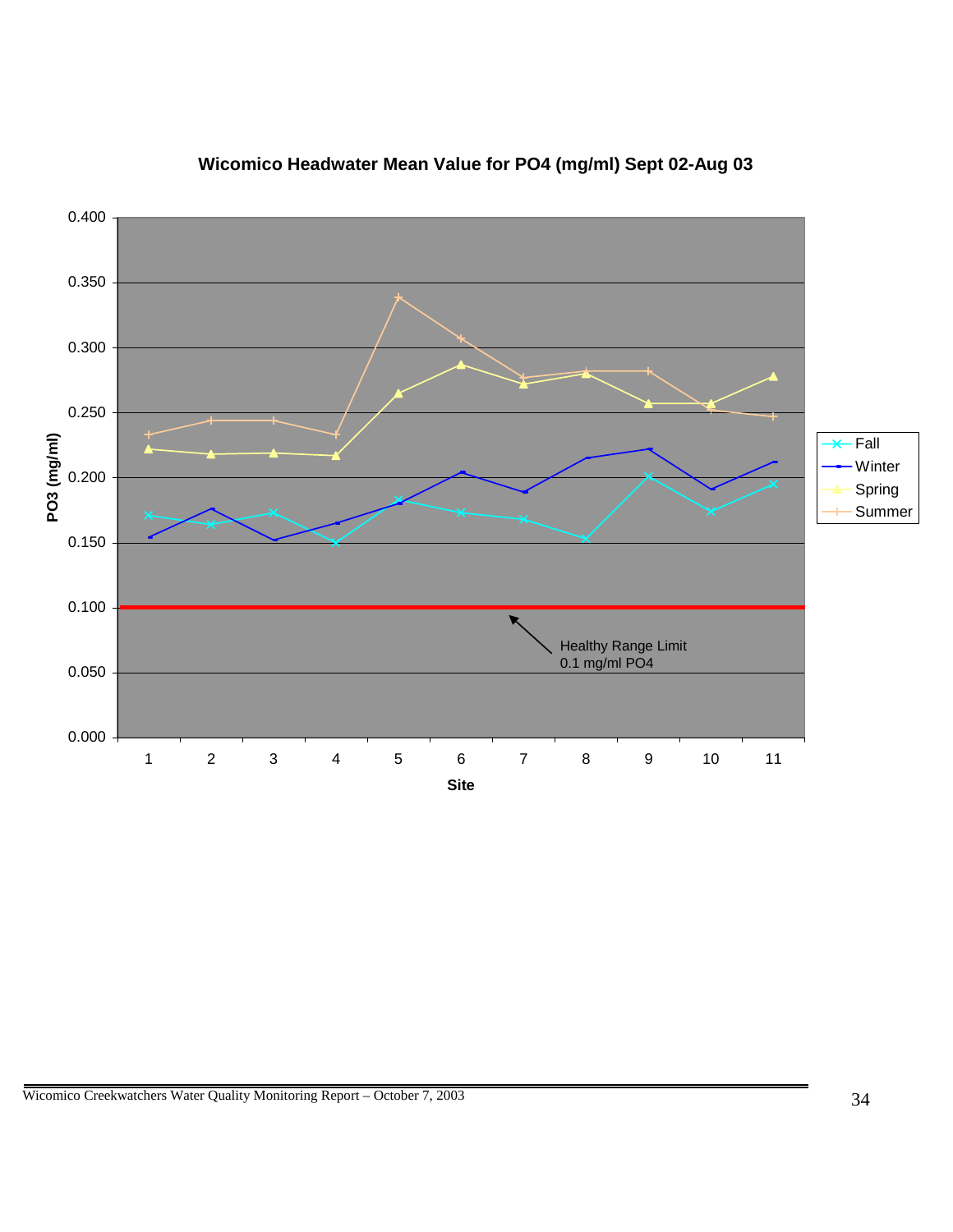**Wicomico Headwater Mean Value for PO4 (mg/ml) Sept 02-Aug 03**

PO3 (mg/ml)

0.400
0.350
0.300
0.250
0.200
0.150
0.100
0.050
0.000

Site

1 2 3 4 5 6 7 8 9 10 11

Fall
Winter
Spring
Summer

Healthy Range Limit
0.1 mg/ml PO4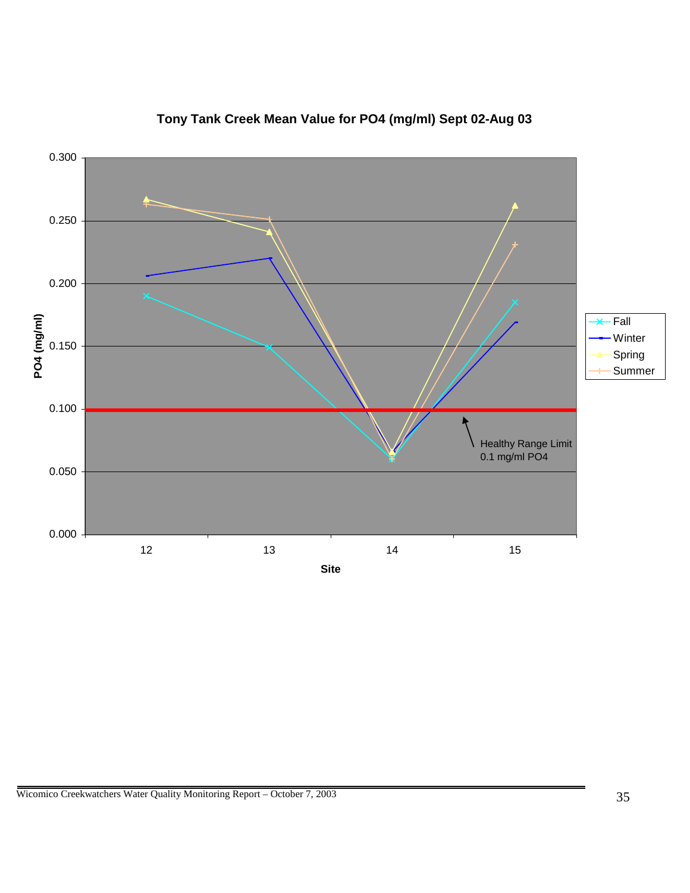Tony Tank Creek Mean Value for PO4 (mg/ml) Sept 02-Aug 03

PO4 (mg/ml)

0.300
0.250
0.200
0.150
0.100
0.050
0.000

12
13
14
15

Site

Fall
Winter
Spring
Summer

Healthy Range Limit
0.1 mg/ml PO4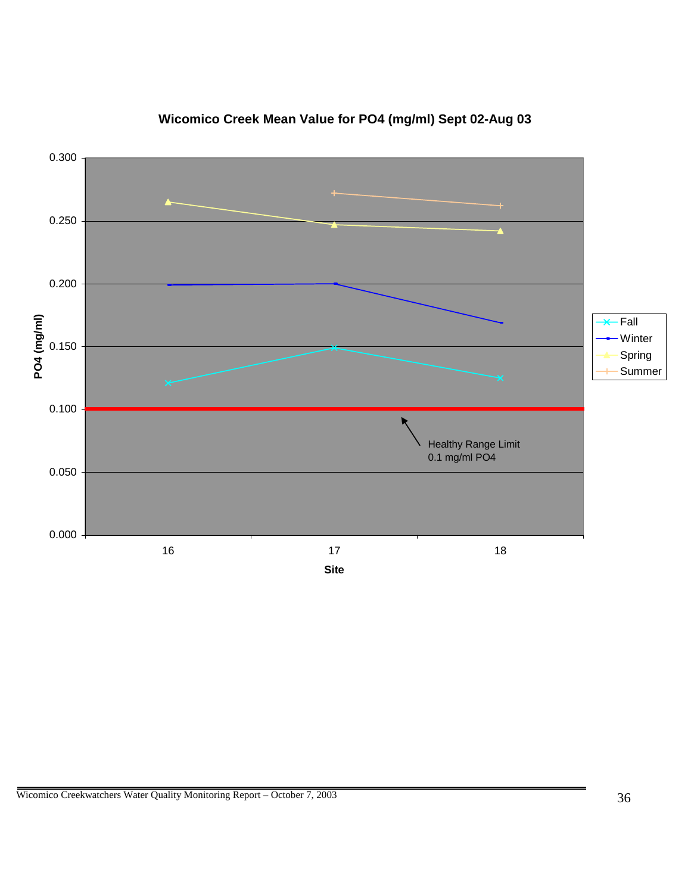**Wicomico Creek Mean Value for PO4 (mg/ml) Sept 02-Aug 03**

PO4 (mg/ml)

0.300
0.250
0.200
0.150
0.100
0.050
0.000

16
17
18

Site

Fall
Winter
Spring
Summer

Healthy Range Limit
0.1 mg/ml PO4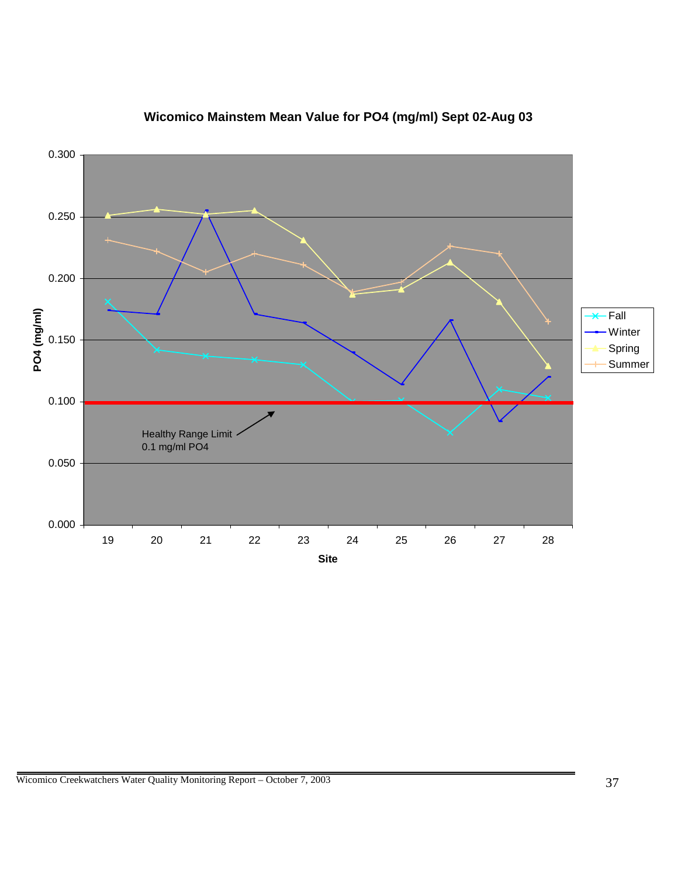Wicomico Mainstem Mean Value for PO4 (mg/ml) Sept 02-Aug 03

PO4 (mg/ml)

0.300
0.250
0.200
0.150
0.100
0.050
0.000

19 20 21 22 23 24 25 26 27 28

Site

Fall
Winter
Spring
Summer

Healthy Range Limit
0.1 mg/ml PO4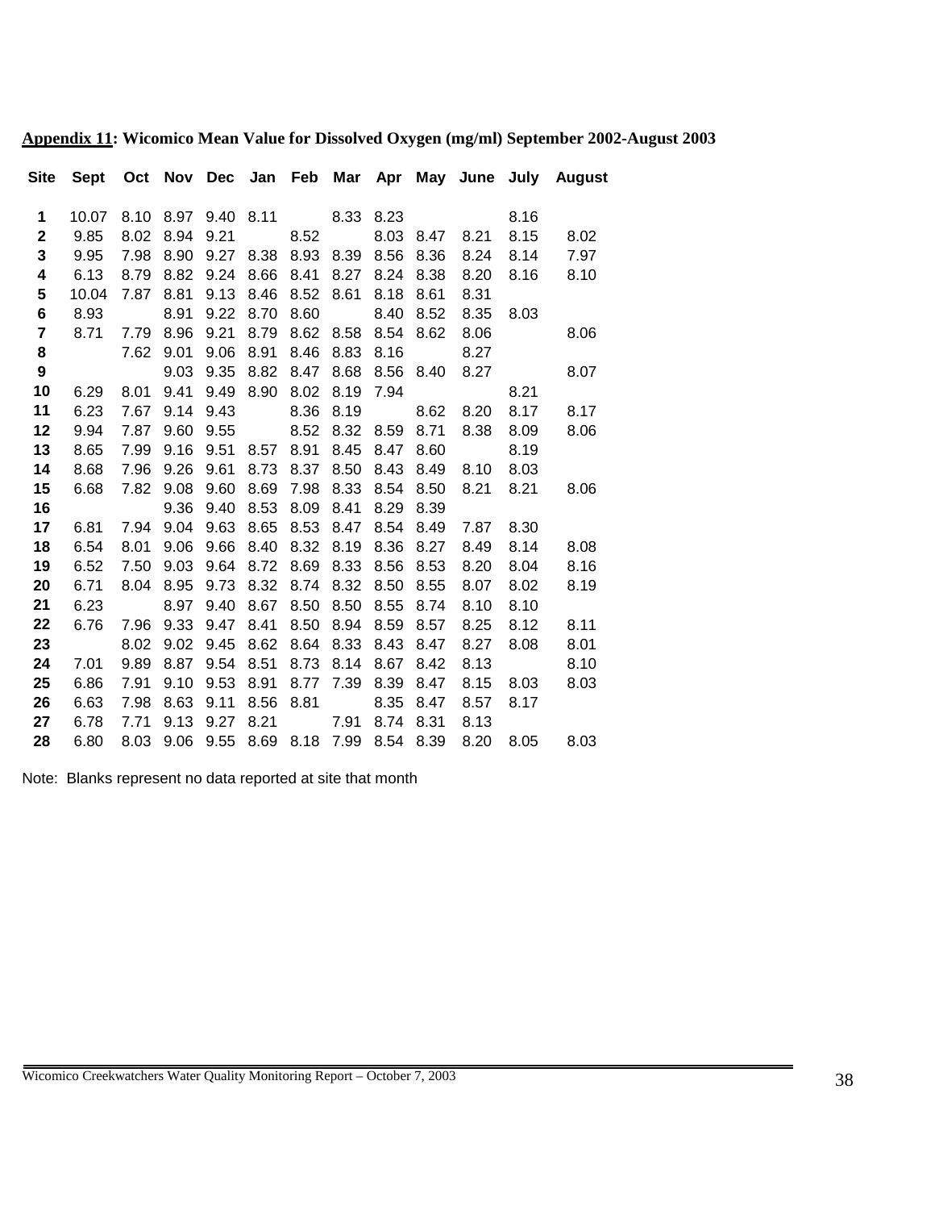**Appendix 11: Wicomico Mean Value for Dissolved Oxygen (mg/ml) September 2002-August 2003**

| Site | Sept | Oct | Nov | Dec | Jan | Feb | Mar | Apr | May | June | July | August |
|---|---|---|---|---|---|---|---|---|---|---|---|---|
| 1 | 10.07 | 8.10 | 8.97 | 9.40 | 8.11 | | 8.33 | 8.23 | | | 8.16 | |
| 2 | 9.85 | 8.02 | 8.94 | 9.21 | | 8.52 | | 8.03 | 8.47 | 8.21 | 8.15 | 8.02 |
| 3 | 9.95 | 7.98 | 8.90 | 9.27 | 8.38 | 8.93 | 8.39 | 8.56 | 8.36 | 8.24 | 8.14 | 7.97 |
| 4 | 6.13 | 8.79 | 8.82 | 9.24 | 8.66 | 8.41 | 8.27 | 8.24 | 8.38 | 8.20 | 8.16 | 8.10 |
| 5 | 10.04 | 7.87 | 8.81 | 9.13 | 8.46 | 8.52 | 8.61 | 8.18 | 8.61 | 8.31 | | |
| 6 | 8.93 | | 8.91 | 9.22 | 8.70 | 8.60 | | 8.40 | 8.52 | 8.35 | 8.03 | |
| 7 | 8.71 | 7.79 | 8.96 | 9.21 | 8.79 | 8.62 | 8.58 | 8.54 | 8.62 | 8.06 | | 8.06 |
| 8 | | 7.62 | 9.01 | 9.06 | 8.91 | 8.46 | 8.83 | 8.16 | | 8.27 | | |
| 9 | | | 9.03 | 9.35 | 8.82 | 8.47 | 8.68 | 8.56 | 8.40 | 8.27 | | 8.07 |
| 10 | 6.29 | 8.01 | 9.41 | 9.49 | 8.90 | 8.02 | 8.19 | 7.94 | | | 8.21 | |
| 11 | 6.23 | 7.67 | 9.14 | 9.43 | | 8.36 | 8.19 | | 8.62 | 8.20 | 8.17 | 8.17 |
| 12 | 9.94 | 7.87 | 9.60 | 9.55 | | 8.52 | 8.32 | 8.59 | 8.71 | 8.38 | 8.09 | 8.06 |
| 13 | 8.65 | 7.99 | 9.16 | 9.51 | 8.57 | 8.91 | 8.45 | 8.47 | 8.60 | | 8.19 | |
| 14 | 8.68 | 7.96 | 9.26 | 9.61 | 8.73 | 8.37 | 8.50 | 8.43 | 8.49 | 8.10 | 8.03 | |
| 15 | 6.68 | 7.82 | 9.08 | 9.60 | 8.69 | 7.98 | 8.33 | 8.54 | 8.50 | 8.21 | 8.21 | 8.06 |
| 16 | | | 9.36 | 9.40 | 8.53 | 8.09 | 8.41 | 8.29 | 8.39 | | | |
| 17 | 6.81 | 7.94 | 9.04 | 9.63 | 8.65 | 8.53 | 8.47 | 8.54 | 8.49 | 7.87 | 8.30 | |
| 18 | 6.54 | 8.01 | 9.06 | 9.66 | 8.40 | 8.32 | 8.19 | 8.36 | 8.27 | 8.49 | 8.14 | 8.08 |
| 19 | 6.52 | 7.50 | 9.03 | 9.64 | 8.72 | 8.69 | 8.33 | 8.56 | 8.53 | 8.20 | 8.04 | 8.16 |
| 20 | 6.71 | 8.04 | 8.95 | 9.73 | 8.32 | 8.74 | 8.32 | 8.50 | 8.55 | 8.07 | 8.02 | 8.19 |
| 21 | 6.23 | | 8.97 | 9.40 | 8.67 | 8.50 | 8.50 | 8.55 | 8.74 | 8.10 | 8.10 | |
| 22 | 6.76 | 7.96 | 9.33 | 9.47 | 8.41 | 8.50 | 8.94 | 8.59 | 8.57 | 8.25 | 8.12 | 8.11 |
| 23 | | 8.02 | 9.02 | 9.45 | 8.62 | 8.64 | 8.33 | 8.43 | 8.47 | 8.27 | 8.08 | 8.01 |
| 24 | 7.01 | 9.89 | 8.87 | 9.54 | 8.51 | 8.73 | 8.14 | 8.67 | 8.42 | 8.13 | | 8.10 |
| 25 | 6.86 | 7.91 | 9.10 | 9.53 | 8.91 | 8.77 | 7.39 | 8.39 | 8.47 | 8.15 | 8.03 | 8.03 |
| 26 | 6.63 | 7.98 | 8.63 | 9.11 | 8.56 | 8.81 | | 8.35 | 8.47 | 8.57 | 8.17 | |
| 27 | 6.78 | 7.71 | 9.13 | 9.27 | 8.21 | | 7.91 | 8.74 | 8.31 | 8.13 | | |
| 28 | 6.80 | 8.03 | 9.06 | 9.55 | 8.69 | 8.18 | 7.99 | 8.54 | 8.39 | 8.20 | 8.05 | 8.03 |

Note: Blanks represent no data reported at site that month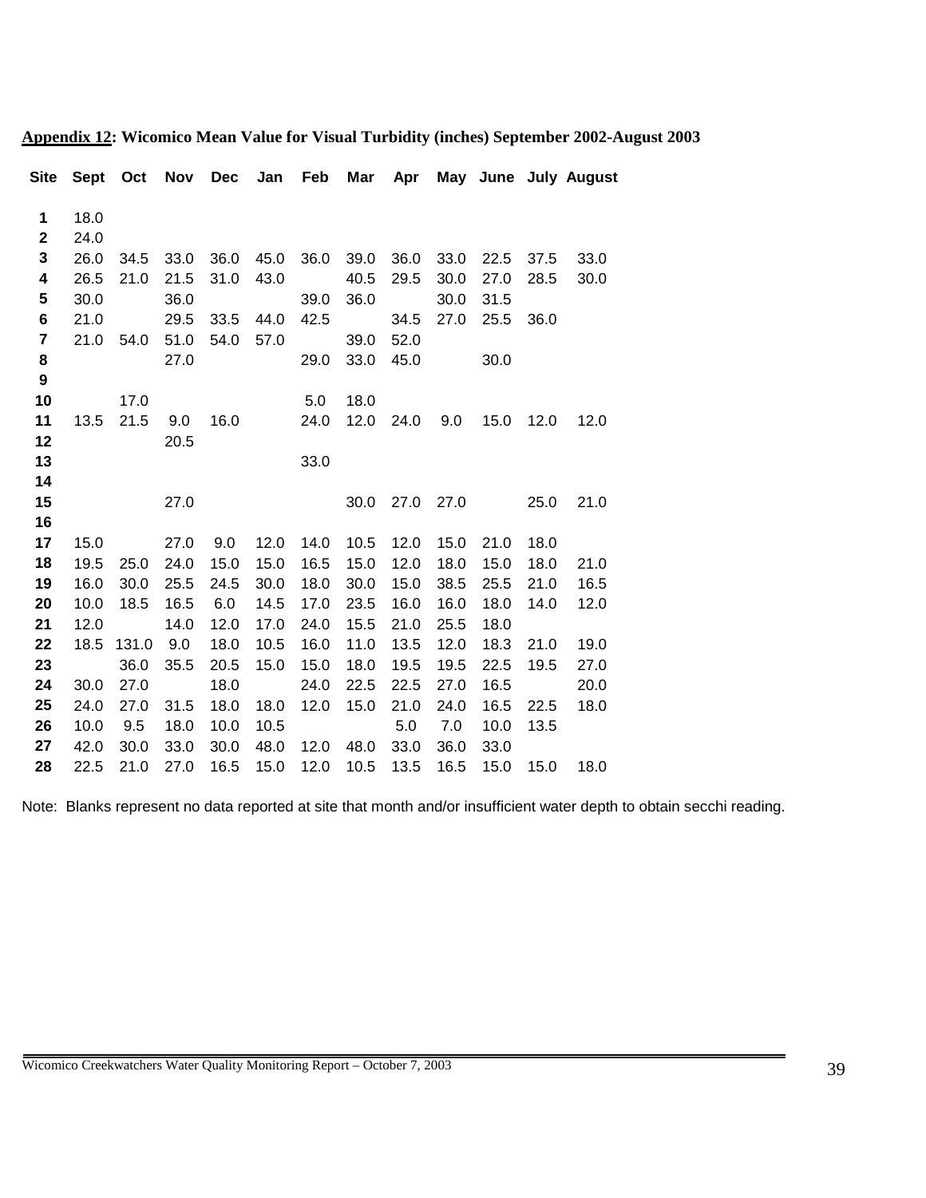**Appendix 12: Wicomico Mean Value for Visual Turbidity (inches) September 2002-August 2003**

| Site | Sept | Oct | Nov | Dec | Jan | Feb | Mar | Apr | May | June | July | August |
|---|---|---|---|---|---|---|---|---|---|---|---|---|
| 1 | 18.0 | | | | | | | | | | | |
| 2 | 24.0 | | | | | | | | | | | |
| 3 | 26.0 | 34.5 | 33.0 | 36.0 | 45.0 | 36.0 | 39.0 | 36.0 | 33.0 | 22.5 | 37.5 | 33.0 |
| 4 | 26.5 | 21.0 | 21.5 | 31.0 | 43.0 | | 40.5 | 29.5 | 30.0 | 27.0 | 28.5 | 30.0 |
| 5 | 30.0 | | 36.0 | | | 39.0 | 36.0 | | 30.0 | 31.5 | | |
| 6 | 21.0 | | 29.5 | 33.5 | 44.0 | 42.5 | | 34.5 | 27.0 | 25.5 | 36.0 | |
| 7 | 21.0 | 54.0 | 51.0 | 54.0 | 57.0 | | 39.0 | 52.0 | | | | |
| 8 | | | 27.0 | | | 29.0 | 33.0 | 45.0 | | 30.0 | | |
| 9 | | | | | | | | | | | | |
| 10 | | 17.0 | | | | 5.0 | 18.0 | | | | | |
| 11 | 13.5 | 21.5 | 9.0 | 16.0 | | 24.0 | 12.0 | 24.0 | 9.0 | 15.0 | 12.0 | 12.0 |
| 12 | | | 20.5 | | | | | | | | | |
| 13 | | | | | | 33.0 | | | | | | |
| 14 | | | | | | | | | | | | |
| 15 | | | 27.0 | | | | 30.0 | 27.0 | 27.0 | | 25.0 | 21.0 |
| 16 | | | | | | | | | | | | |
| 17 | 15.0 | | 27.0 | 9.0 | 12.0 | 14.0 | 10.5 | 12.0 | 15.0 | 21.0 | 18.0 | |
| 18 | 19.5 | 25.0 | 24.0 | 15.0 | 15.0 | 16.5 | 15.0 | 12.0 | 18.0 | 15.0 | 18.0 | 21.0 |
| 19 | 16.0 | 30.0 | 25.5 | 24.5 | 30.0 | 18.0 | 30.0 | 15.0 | 38.5 | 25.5 | 21.0 | 16.5 |
| 20 | 10.0 | 18.5 | 16.5 | 6.0 | 14.5 | 17.0 | 23.5 | 16.0 | 16.0 | 18.0 | 14.0 | 12.0 |
| 21 | 12.0 | | 14.0 | 12.0 | 17.0 | 24.0 | 15.5 | 21.0 | 25.5 | 18.0 | | |
| 22 | 18.5 | 131.0 | 9.0 | 18.0 | 10.5 | 16.0 | 11.0 | 13.5 | 12.0 | 18.3 | 21.0 | 19.0 |
| 23 | | 36.0 | 35.5 | 20.5 | 15.0 | 15.0 | 18.0 | 19.5 | 19.5 | 22.5 | 19.5 | 27.0 |
| 24 | 30.0 | 27.0 | | 18.0 | | 24.0 | 22.5 | 22.5 | 27.0 | 16.5 | | 20.0 |
| 25 | 24.0 | 27.0 | 31.5 | 18.0 | 18.0 | 12.0 | 15.0 | 21.0 | 24.0 | 16.5 | 22.5 | 18.0 |
| 26 | 10.0 | 9.5 | 18.0 | 10.0 | 10.5 | | | 5.0 | 7.0 | 10.0 | 13.5 | |
| 27 | 42.0 | 30.0 | 33.0 | 30.0 | 48.0 | 12.0 | 48.0 | 33.0 | 36.0 | 33.0 | | |
| 28 | 22.5 | 21.0 | 27.0 | 16.5 | 15.0 | 12.0 | 10.5 | 13.5 | 16.5 | 15.0 | 15.0 | 18.0 |

Note: Blanks represent no data reported at site that month and/or insufficient water depth to obtain secchi reading.